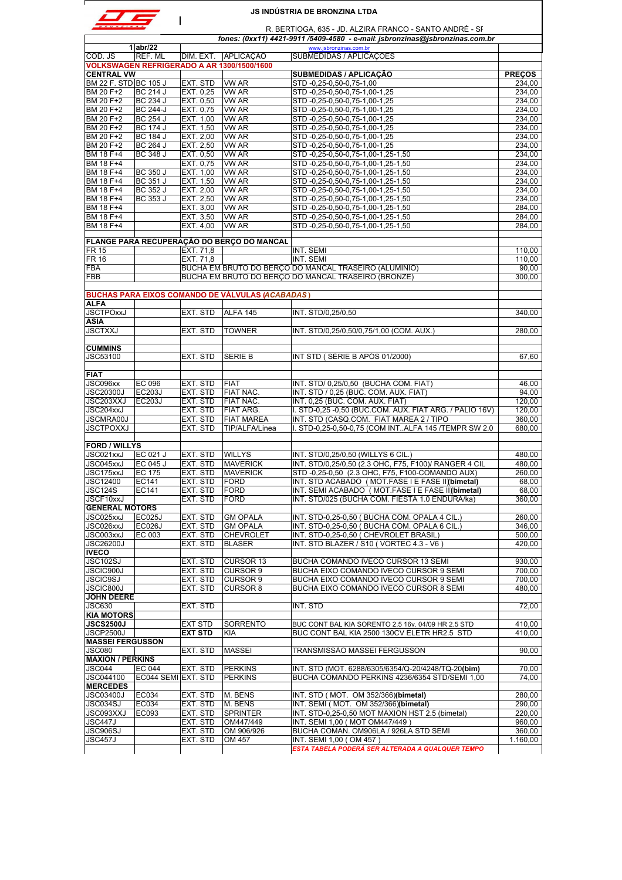# JS INDÚSTRIA DE BRONZINA LTDA

R. BERTIOGA, 635 - JD. ALZIRA FRANCO - SANTO ANDRÉ - SP

***fones: (0xx11) 4421-9911 /5409-4580 - e-mail: jsbronzinas@jsbronzinas.com.br***

www.jsbronzinas.com.br

| 1 | abr/22 | | | | |
|---|---|---|---|---|---|
| COD. JS | REF. ML | DIM. EXT. | APLICAÇÃO | SUBMEDIDAS / APLICAÇÕES | |
| **VOLKSWAGEN REFRIGERADO A AR 1300/1500/1600** | | | | | |
| **CENTRAL VW** | | | | **SUBMEDIDAS / APLICAÇÃO** | **PREÇOS** |
| BM 22 F. STD | BC 105 J | EXT. STD | VW AR | STD -0,25-0,50-0,75-1,00 | 234,00 |
| BM 20 F+2 | BC 214 J | EXT. 0,25 | VW AR | STD -0,25-0,50-0,75-1,00-1,25 | 234,00 |
| BM 20 F+2 | BC 234 J | EXT. 0,50 | VW AR | STD -0,25-0,50-0,75-1,00-1,25 | 234,00 |
| BM 20 F+2 | BC 244-J | EXT. 0,75 | VW AR | STD -0,25-0,50-0,75-1,00-1,25 | 234,00 |
| BM 20 F+2 | BC 254 J | EXT. 1,00 | VW AR | STD -0,25-0,50-0,75-1,00-1,25 | 234,00 |
| BM 20 F+2 | BC 174 J | EXT. 1,50 | VW AR | STD -0,25-0,50-0,75-1,00-1,25 | 234,00 |
| BM 20 F+2 | BC 184 J | EXT. 2,00 | VW AR | STD -0,25-0,50-0,75-1,00-1,25 | 234,00 |
| BM 20 F+2 | BC 264 J | EXT. 2,50 | VW AR | STD -0,25-0,50-0,75-1,00-1,25 | 234,00 |
| BM 18 F+4 | BC 348 J | EXT. 0,50 | VW AR | STD -0,25-0,50-0,75-1,00-1,25-1,50 | 234,00 |
| BM 18 F+4 | | EXT. 0,75 | VW AR | STD -0,25-0,50-0,75-1,00-1,25-1,50 | 234,00 |
| BM 18 F+4 | BC 350 J | EXT. 1,00 | VW AR | STD -0,25-0,50-0,75-1,00-1,25-1,50 | 234,00 |
| BM 18 F+4 | BC 351 J | EXT. 1,50 | VW AR | STD -0,25-0,50-0,75-1,00-1,25-1,50 | 234,00 |
| BM 18 F+4 | BC 352 J | EXT. 2,00 | VW AR | STD -0,25-0,50-0,75-1,00-1,25-1,50 | 234,00 |
| BM 18 F+4 | BC 353 J | EXT. 2,50 | VW AR | STD -0,25-0,50-0,75-1,00-1,25-1,50 | 234,00 |
| BM 18 F+4 | | EXT. 3,00 | VW AR | STD -0,25-0,50-0,75-1,00-1,25-1,50 | 284,00 |
| BM 18 F+4 | | EXT. 3,50 | VW AR | STD -0,25-0,50-0,75-1,00-1,25-1,50 | 284,00 |
| BM 18 F+4 | | EXT. 4,00 | VW AR | STD -0,25-0,50-0,75-1,00-1,25-1,50 | 284,00 |
| | | | | | |
| **FLANGE PARA RECUPERAÇÃO DO BERÇO DO MANCAL** | | | | | |
| FR 15 | | EXT. 71,8 | | INT. SEMI | 110,00 |
| FR 16 | | EXT. 71,8 | | INT. SEMI | 110,00 |
| FBA | | BUCHA EM BRUTO DO BERÇO DO MANCAL TRASEIRO (ALUMINIO) | | | 90,00 |
| FBB | | BUCHA EM BRUTO DO BERÇO DO MANCAL TRASEIRO (BRONZE) | | | 300,00 |
| | | | | | |
| **BUCHAS PARA EIXOS COMANDO DE VÁLVULAS (*ACABADAS*)** | | | | | |
| **ALFA** | | | | | |
| JSCTPOxxJ | | EXT. STD | ALFA 145 | INT. STD/0,25/0,50 | 340,00 |
| **ASIA** | | | | | |
| JSCTXXJ | | EXT. STD | TOWNER | INT. STD/0,25/0,50/0,75/1,00 (COM. AUX.) | 280,00 |
| | | | | | |
| **CUMMINS** | | | | | |
| JSC53100 | | EXT. STD | SERIE B | INT STD ( SERIE B APOS 01/2000) | 67,60 |
| | | | | | |
| **FIAT** | | | | | |
| JSC096xx | EC 096 | EXT. STD | FIAT | INT. STD/ 0,25/0,50 (BUCHA COM. FIAT) | 46,00 |
| JSC20300J | EC203J | EXT. STD | FIAT NAC. | INT. STD / 0,25 (BUC. COM. AUX. FIAT) | 94,00 |
| JSC203XXJ | EC203J | EXT. STD | FIAT NAC. | INT. 0,25 (BUC. COM. AUX. FIAT) | 120,00 |
| JSC204xxJ | | EXT. STD | FIAT ARG. | I. STD-0,25 -0,50 (BUC.COM. AUX. FIAT ARG. / PALIO 16V) | 120,00 |
| JSCMRA00J | | EXT. STD | FIAT MAREA | INT. STD (CASQ.COM. FIAT MAREA 2 / TIPO | 360,00 |
| JSCTPOXXJ | | EXT. STD | TIP/ALFA/Linea | I. STD-0,25-0,50-0,75 (COM INT..ALFA 145 /TEMPR SW 2.0 | 680,00 |
| | | | | | |
| **FORD / WILLYS** | | | | | |
| JSC021xxJ | EC 021 J | EXT. STD | WILLYS | INT. STD/0,25/0,50 (WILLYS 6 CIL.) | 480,00 |
| JSC045xxJ | EC 045 J | EXT. STD | MAVERICK | INT. STD/0,25/0,50 (2.3 OHC, F75, F100)/ RANGER 4 CIL | 480,00 |
| JSC175xxJ | EC 175 | EXT. STD | MAVERICK | STD -0,25-0,50 (2.3 OHC, F75, F100-COMANDO AUX) | 260,00 |
| JSC12400 | EC141 | EXT. STD | FORD | INT. STD ACABADO ( MOT.FASE I E FASE II**(bimetal)** | 68,00 |
| JSC124S | EC141 | EXT. STD | FORD | INT. SEMI ACABADO ( MOT.FASE I E FASE II**(bimetal)** | 68,00 |
| JSCF10xxJ | | EXT. STD | FORD | INT. STD/025 (BUCHA COM. FIESTA 1.0 ENDURA/ka) | 360,00 |
| **GENERAL MOTORS** | | | | | |
| JSC025xxJ | EC025J | EXT. STD | GM OPALA | INT. STD-0,25-0,50 ( BUCHA COM. OPALA 4 CIL.) | 260,00 |
| JSC026xxJ | EC026J | EXT. STD | GM OPALA | INT. STD-0,25-0,50 ( BUCHA COM. OPALA 6 CIL.) | 346,00 |
| JSC003xxJ | EC 003 | EXT. STD | CHEVROLET | INT. STD-0,25-0,50 ( CHEVROLET BRASIL) | 500,00 |
| JSC26200J | | EXT. STD | BLASER | INT. STD BLAZER / S10 ( VORTEC 4.3 - V6 ) | 420,00 |
| **IVECO** | | | | | |
| JSC102SJ | | EXT. STD | CURSOR 13 | BUCHA COMANDO IVECO CURSOR 13 SEMI | 930,00 |
| JSCIC900J | | EXT. STD | CURSOR 9 | BUCHA EIXO COMANDO IVECO CURSOR 9 SEMI | 700,00 |
| JSCIC9SJ | | EXT. STD | CURSOR 9 | BUCHA EIXO COMANDO IVECO CURSOR 9 SEMI | 700,00 |
| JSCIC800J | | EXT. STD | CURSOR 8 | BUCHA EIXO COMANDO IVECO CURSOR 8 SEMI | 480,00 |
| **JOHN DEERE** | | | | | |
| JSC630 | | EXT. STD | | INT. STD | 72,00 |
| **KIA MOTORS** | | | | | |
| **JSCS2500J** | | EXT STD | SORRENTO | BUC CONT BAL KIA SORENTO 2.5 16v. 04/09 HR 2.5 STD | 410,00 |
| JSCP2500J | | **EXT STD** | KIA | BUC CONT BAL KIA 2500 130CV ELETR HR2.5 STD | 410,00 |
| **MASSEI FERGUSSON** | | | | | |
| JSC080 | | EXT. STD | MASSEI | TRANSMISSAO MASSEI FERGUSSON | 90,00 |
| **MAXION / PERKINS** | | | | | |
| JSC044 | EC 044 | EXT. STD | PERKINS | INT. STD (MOT. 6288/6305/6354/Q-20/4248/TQ-20**(bim)** | 70,00 |
| JSC044100 | EC044 SEMI | EXT. STD | PERKINS | BUCHA COMANDO PERKINS 4236/6354 STD/SEMI 1,00 | 74,00 |
| **MERCEDES** | | | | | |
| JSC03400J | EC034 | EXT. STD | M. BENS | INT. STD ( MOT. OM 352/366)**(bimetal)** | 280,00 |
| JSC034SJ | EC034 | EXT. STD | M. BENS | INT. SEMI ( MOT. OM 352/366)**(bimetal)** | 290,00 |
| JSC093XXJ | EC093 | EXT. STD | SPRINTER | INT. STD-0,25-0,50 MOT MAXION HST 2.5 (bimetal) | 220,00 |
| JSC447J | | EXT. STD | OM447/449 | INT. SEMI 1,00 ( MOT OM447/449 ) | 960,00 |
| JSC906SJ | | EXT. STD | OM 906/926 | BUCHA COMAN. OM906LA / 926LA STD SEMI | 360,00 |
| JSC457J | | EXT. STD | OM 457 | INT. SEMI 1,00 ( OM 457 ) | 1.160,00 |
| | | | | ***ESTA TABELA PODERÁ SER ALTERADA A QUALQUER TEMPO*** | |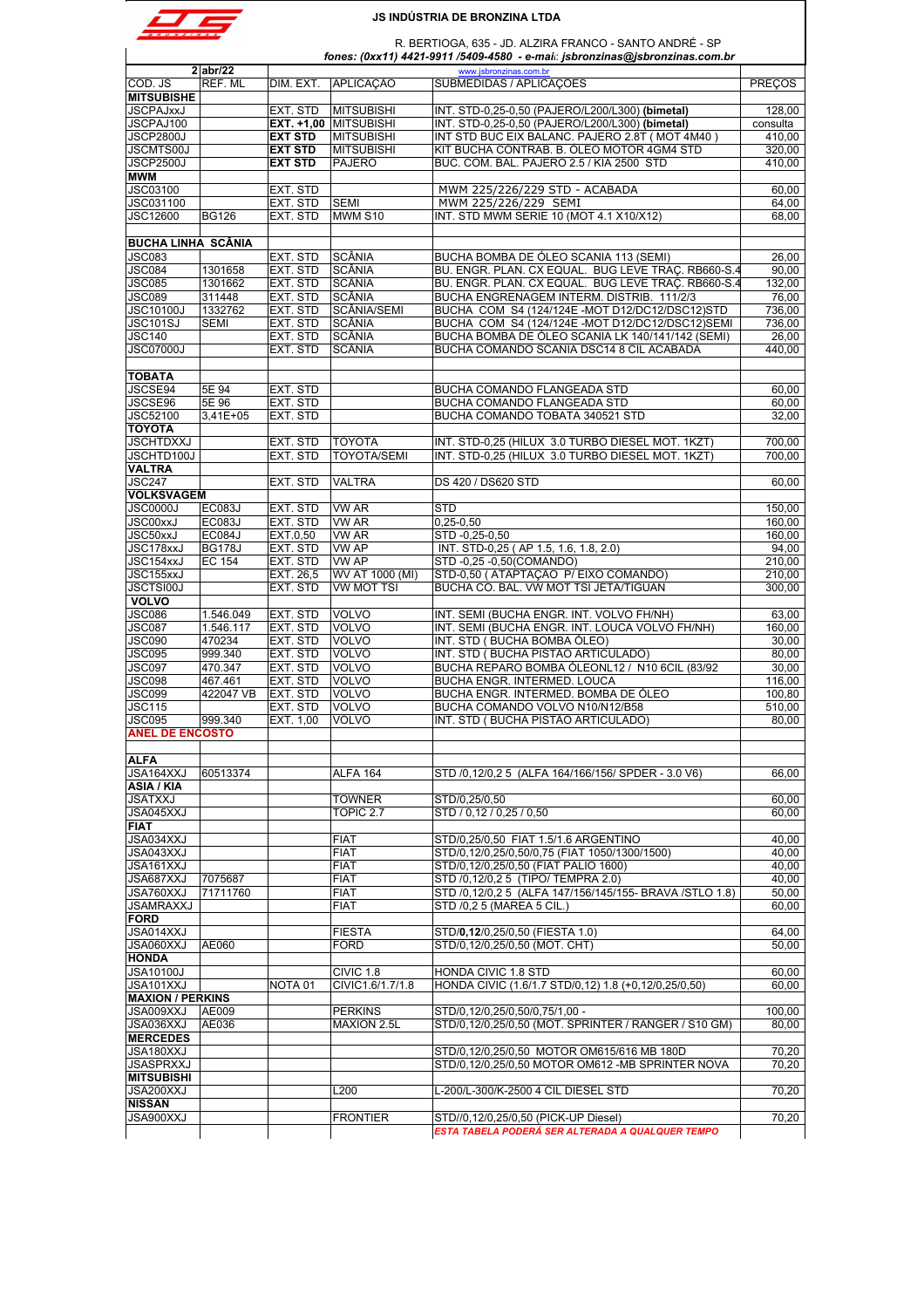# JS INDÚSTRIA DE BRONZINA LTDA

R. BERTIOGA, 635 - JD. ALZIRA FRANCO - SANTO ANDRÉ - SP

*fones: (0xx11) 4421-9911 /5409-4580 - e-mail: jsbronzinas@jsbronzinas.com.br*

| 2 | abr/22 | | | www.jsbronzinas.com.br | |
|---|---|---|---|---|---|
| COD. JS | REF. ML | DIM. EXT. | APLICAÇÃO | SUBMEDIDAS / APLICAÇÕES | PREÇOS |
| **MITSUBISHE** | | | | | |
| JSCPAJxxJ | | EXT. STD | MITSUBISHI | INT. STD-0,25-0,50 (PAJERO/L200/L300) **(bimetal)** | 128,00 |
| JSCPAJ100 | | **EXT. +1,00** | MITSUBISHI | INT. STD-0,25-0,50 (PAJERO/L200/L300) **(bimetal)** | consulta |
| JSCP2800J | | **EXT STD** | MITSUBISHI | INT STD BUC EIX BALANC. PAJERO 2.8T ( MOT 4M40 ) | 410,00 |
| JSCMTS00J | | **EXT STD** | MITSUBISHI | KIT BUCHA CONTRAB. B. ÓLEO MOTOR 4GM4 STD | 320,00 |
| JSCP2500J | | **EXT STD** | PAJERO | BUC. COM. BAL. PAJERO 2.5 / KIA 2500 STD | 410,00 |
| **MWM** | | | | | |
| JSC03100 | | EXT. STD | | MWM 225/226/229 STD - ACABADA | 60,00 |
| JSC031100 | | EXT. STD | SEMI | MWM 225/226/229 SEMI | 64,00 |
| JSC12600 | BG126 | EXT. STD | MWM S10 | INT. STD MWM SERIE 10 (MOT 4.1 X10/X12) | 68,00 |
| | | | | | |
| **BUCHA LINHA SCÂNIA** | | | | | |
| JSC083 | | EXT. STD | SCÂNIA | BUCHA BOMBA DE ÓLEO SCANIA 113 (SEMI) | 26,00 |
| JSC084 | 1301658 | EXT. STD | SCÂNIA | BU. ENGR. PLAN. CX EQUAL. BUG LEVE TRAÇ. RB660-S.4 | 90,00 |
| JSC085 | 1301662 | EXT. STD | SCÂNIA | BU. ENGR. PLAN. CX EQUAL. BUG LEVE TRAÇ. RB660-S.4 | 132,00 |
| JSC089 | 311448 | EXT. STD | SCÂNIA | BUCHA ENGRENAGEM INTERM. DISTRIB. 111/2/3 | 76,00 |
| JSC10100J | 1332762 | EXT. STD | SCÂNIA/SEMI | BUCHA COM S4 (124/124E -MOT D12/DC12/DSC12)STD | 736,00 |
| JSC101SJ | SEMI | EXT. STD | SCÂNIA | BUCHA COM S4 (124/124E -MOT D12/DC12/DSC12)SEMI | 736,00 |
| JSC140 | | EXT. STD | SCÂNIA | BUCHA BOMBA DE ÓLEO SCANIA LK 140/141/142 (SEMI) | 26,00 |
| JSC07000J | | EXT. STD | SCÂNIA | BUCHA COMANDO SCANIA DSC14 8 CIL ACABADA | 440,00 |
| | | | | | |
| **TOBATA** | | | | | |
| JSCSE94 | 5E 94 | EXT. STD | | BUCHA COMANDO FLANGEADA STD | 60,00 |
| JSCSE96 | 5E 96 | EXT. STD | | BUCHA COMANDO FLANGEADA STD | 60,00 |
| JSC52100 | 3,41E+05 | EXT. STD | | BUCHA COMANDO TOBATA 340521 STD | 32,00 |
| **TOYOTA** | | | | | |
| JSCHTDXXJ | | EXT. STD | TOYOTA | INT. STD-0,25 (HILUX 3.0 TURBO DIESEL MOT. 1KZT) | 700,00 |
| JSCHTD100J | | EXT. STD | TOYOTA/SEMI | INT. STD-0,25 (HILUX 3.0 TURBO DIESEL MOT. 1KZT) | 700,00 |
| **VALTRA** | | | | | |
| JSC247 | | EXT. STD | VALTRA | DS 420 / DS620 STD | 60,00 |
| **VOLKSVAGEM** | | | | | |
| JSC0000J | EC083J | EXT. STD | VW AR | STD | 150,00 |
| JSC00xxJ | EC083J | EXT. STD | VW AR | 0,25-0,50 | 160,00 |
| JSC50xxJ | EC084J | EXT.0,50 | VW AR | STD -0,25-0,50 | 160,00 |
| JSC178xxJ | BG178J | EXT. STD | VW AP | INT. STD-0,25 ( AP 1.5, 1.6, 1.8, 2.0) | 94,00 |
| JSC154xxJ | EC 154 | EXT. STD | VW AP | STD -0,25 -0,50(COMANDO) | 210,00 |
| JSC155xxJ | | EXT. 26,5 | WV AT 1000 (MI) | STD-0,50 ( ATAPTAÇAO P/ EIXO COMANDO) | 210,00 |
| JSCTSI00J | | EXT. STD | VW MOT TSI | BUCHA CO. BAL. VW MOT TSI JETA/TIGUAN | 300,00 |
| **VOLVO** | | | | | |
| JSC086 | 1.546.049 | EXT. STD | VOLVO | INT. SEMI (BUCHA ENGR. INT. VOLVO FH/NH) | 63,00 |
| JSC087 | 1.546.117 | EXT. STD | VOLVO | INT. SEMI (BUCHA ENGR. INT. LOUCA VOLVO FH/NH) | 160,00 |
| JSC090 | 470234 | EXT. STD | VOLVO | INT. STD ( BUCHA BOMBA ÓLEO) | 30,00 |
| JSC095 | 999.340 | EXT. STD | VOLVO | INT. STD ( BUCHA PISTÃO ARTICULADO) | 80,00 |
| JSC097 | 470.347 | EXT. STD | VOLVO | BUCHA REPARO BOMBA ÓLEONL12 / N10 6CIL (83/92 | 30,00 |
| JSC098 | 467.461 | EXT. STD | VOLVO | BUCHA ENGR. INTERMED. LOUCA | 116,00 |
| JSC099 | 422047 VB | EXT. STD | VOLVO | BUCHA ENGR. INTERMED. BOMBA DE ÓLEO | 100,80 |
| JSC115 | | EXT. STD | VOLVO | BUCHA COMANDO VOLVO N10/N12/B58 | 510,00 |
| JSC095 | 999.340 | EXT. 1,00 | VOLVO | INT. STD ( BUCHA PISTÃO ARTICULADO) | 80,00 |
| **ANEL DE ENCOSTO** | | | | | |
| | | | | | |
| **ALFA** | | | | | |
| JSA164XXJ | 60513374 | | ALFA 164 | STD /0,12/0,2 5 (ALFA 164/166/156/ SPDER - 3.0 V6) | 66,00 |
| **ASIA / KIA** | | | | | |
| JSATXXJ | | | TOWNER | STD/0,25/0,50 | 60,00 |
| JSA045XXJ | | | TOPIC 2.7 | STD / 0,12 / 0,25 / 0,50 | 60,00 |
| **FIAT** | | | | | |
| JSA034XXJ | | | FIAT | STD/0,25/0,50 FIAT 1.5/1.6 ARGENTINO | 40,00 |
| JSA043XXJ | | | FIAT | STD/0,12/0,25/0,50/0,75 (FIAT 1050/1300/1500) | 40,00 |
| JSA161XXJ | | | FIAT | STD/0,12/0,25/0,50 (FIAT PALIO 1600) | 40,00 |
| JSA687XXJ | 7075687 | | FIAT | STD /0,12/0,2 5 (TIPO/ TEMPRA 2.0) | 40,00 |
| JSA760XXJ | 71711760 | | FIAT | STD /0,12/0,2 5 (ALFA 147/156/145/155- BRAVA /STLO 1.8) | 50,00 |
| JSAMRAXXJ | | | FIAT | STD /0,2 5 (MAREA 5 CIL.) | 60,00 |
| **FORD** | | | | | |
| JSA014XXJ | | | FIESTA | STD/**0,12**/0,25/0,50 (FIESTA 1.0) | 64,00 |
| JSA060XXJ | AE060 | | FORD | STD/0,12/0,25/0,50 (MOT. CHT) | 50,00 |
| **HONDA** | | | | | |
| JSA10100J | | | CIVIC 1.8 | HONDA CIVIC 1.8 STD | 60,00 |
| JSA101XXJ | | NOTA 01 | CIVIC1.6/1.7/1.8 | HONDA CIVIC (1.6/1.7 STD/0,12) 1.8 (+0,12/0,25/0,50) | 60,00 |
| **MAXION / PERKINS** | | | | | |
| JSA009XXJ | AE009 | | PERKINS | STD/0,12/0,25/0,50/0,75/1,00 - | 100,00 |
| JSA036XXJ | AE036 | | MAXION 2.5L | STD/0,12/0,25/0,50 (MOT. SPRINTER / RANGER / S10 GM) | 80,00 |
| **MERCEDES** | | | | | |
| JSA180XXJ | | | | STD/0,12/0,25/0,50 MOTOR OM615/616 MB 180D | 70,20 |
| JSASPRXXJ | | | | STD/0,12/0,25/0,50 MOTOR OM612 -MB SPRINTER NOVA | 70,20 |
| **MITSUBISHI** | | | | | |
| JSA200XXJ | | | L200 | L-200/L-300/K-2500 4 CIL DIESEL STD | 70,20 |
| **NISSAN** | | | | | |
| JSA900XXJ | | | FRONTIER | STD//0,12/0,25/0,50 (PICK-UP Diesel) | 70,20 |
| | | | | ***ESTA TABELA PODERÁ SER ALTERADA A QUALQUER TEMPO*** | |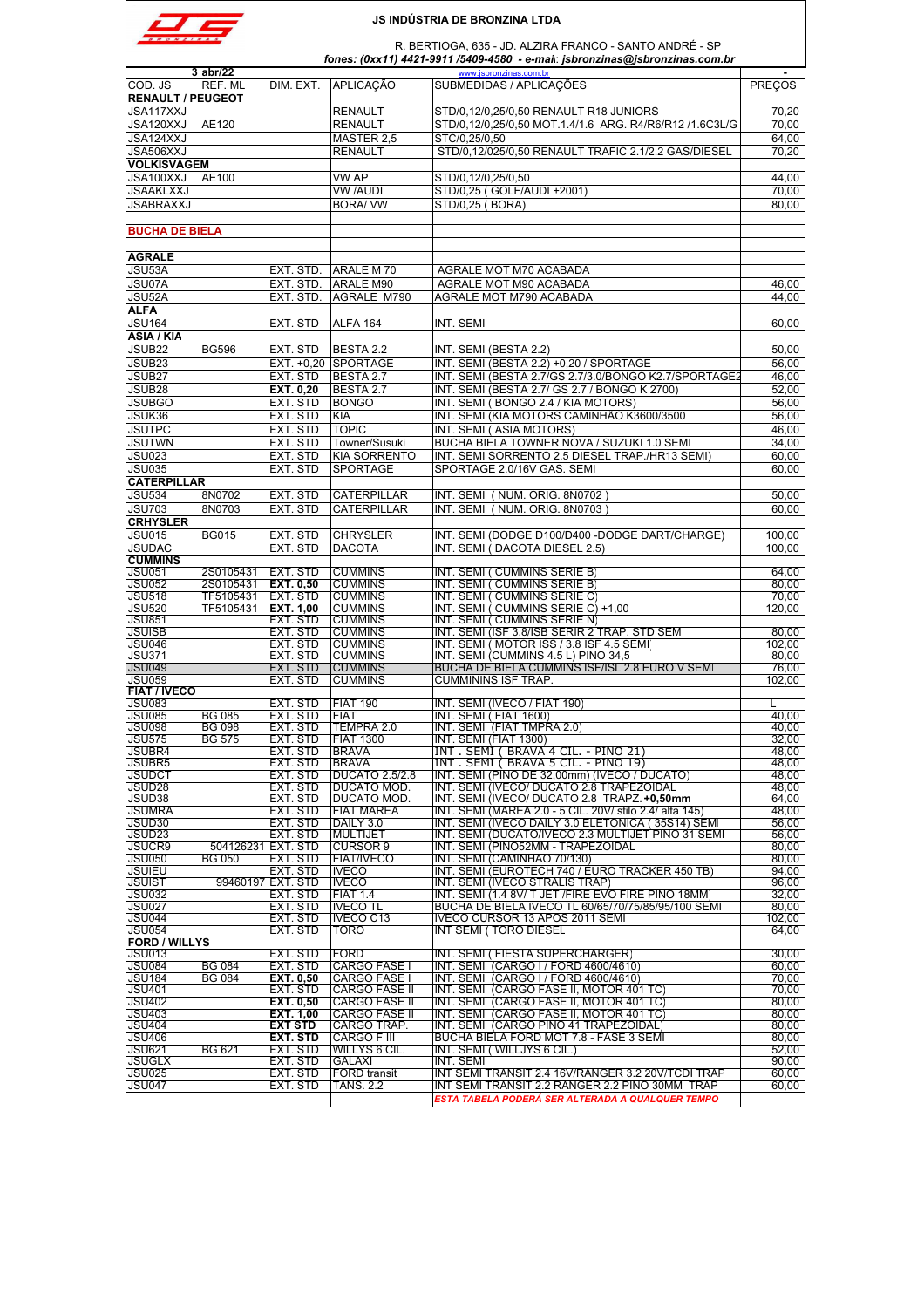**JS INDÚSTRIA DE BRONZINA LTDA**

R. BERTIOGA, 635 - JD. ALZIRA FRANCO - SANTO ANDRÉ - SP

*fones: (0xx11) 4421-9911 /5409-4580 - e-mail: jsbronzinas@jsbronzinas.com.br*

| 3 | abr/22 | | | www.jsbronzinas.com.br | - |
|---|---|---|---|---|---|
| COD. JS | REF. ML | DIM. EXT. | APLICAÇÃO | SUBMEDIDAS / APLICAÇÕES | PREÇOS |
| **RENAULT / PEUGEOT** | | | | | |
| JSA117XXJ | | | RENAULT | STD/0,12/0,25/0,50 RENAULT R18 JUNIORS | 70,20 |
| JSA120XXJ | AE120 | | RENAULT | STD/0,12/0,25/0,50 MOT.1.4/1.6 ARG. R4/R6/R12 /1.6C3L/G | 70,00 |
| JSA124XXJ | | | MASTER 2,5 | STC/0,25/0,50 | 64,00 |
| JSA506XXJ | | | RENAULT | STD/0,12/025/0,50 RENAULT TRAFIC 2.1/2.2 GAS/DIESEL | 70,20 |
| **VOLKISVAGEM** | | | | | |
| JSA100XXJ | AE100 | | VW AP | STD/0,12/0,25/0,50 | 44,00 |
| JSAAKLXXJ | | | VW /AUDI | STD/0,25 ( GOLF/AUDI +2001) | 70,00 |
| JSABRAXXJ | | | BORA/ VW | STD/0,25 ( BORA) | 80,00 |
| | | | | | |
| **BUCHA DE BIELA** | | | | | |
| | | | | | |
| **AGRALE** | | | | | |
| JSU53A | | EXT. STD. | ARALE M 70 | AGRALE MOT M70 ACABADA | |
| JSU07A | | EXT. STD. | ARALE M90 | AGRALE MOT M90 ACABADA | 46,00 |
| JSU52A | | EXT. STD. | AGRALE M790 | AGRALE MOT M790 ACABADA | 44,00 |
| **ALFA** | | | | | |
| JSU164 | | EXT. STD | ALFA 164 | INT. SEMI | 60,00 |
| **ASIA / KIA** | | | | | |
| JSUB22 | BG596 | EXT. STD | BESTA 2.2 | INT. SEMI (BESTA 2.2) | 50,00 |
| JSUB23 | | EXT. +0,20 | SPORTAGE | INT. SEMI (BESTA 2.2) +0,20 / SPORTAGE | 56,00 |
| JSUB27 | | EXT. STD | BESTA 2.7 | INT. SEMI (BESTA 2.7/GS 2.7/3.0/BONGO K2.7/SPORTAGE2 | 46,00 |
| JSUB28 | | **EXT. 0,20** | BESTA 2.7 | INT. SEMI (BESTA 2.7/ GS 2.7 / BONGO K 2700) | 52,00 |
| JSUBGO | | EXT. STD | BONGO | INT. SEMI ( BONGO 2.4 / KIA MOTORS) | 56,00 |
| JSUK36 | | EXT. STD | KIA | INT. SEMI (KIA MOTORS CAMINHAO K3600/3500 | 56,00 |
| JSUTPC | | EXT. STD | TOPIC | INT. SEMI ( ASIA MOTORS) | 46,00 |
| JSUTWN | | EXT. STD | Towner/Susuki | BUCHA BIELA TOWNER NOVA / SUZUKI 1.0 SEMI | 34,00 |
| JSU023 | | EXT. STD | KIA SORRENTO | INT. SEMI SORRENTO 2.5 DIESEL TRAP./HR13 SEMI) | 60,00 |
| JSU035 | | EXT. STD | SPORTAGE | SPORTAGE 2.0/16V GAS. SEMI | 60,00 |
| **CATERPILLAR** | | | | | |
| JSU534 | 8N0702 | EXT. STD | CATERPILLAR | INT. SEMI ( NUM. ORIG. 8N0702 ) | 50,00 |
| JSU703 | 8N0703 | EXT. STD | CATERPILLAR | INT. SEMI ( NUM. ORIG. 8N0703 ) | 60,00 |
| **CRHYSLER** | | | | | |
| JSU015 | BG015 | EXT. STD | CHRYSLER | INT. SEMI (DODGE D100/D400 -DODGE DART/CHARGE) | 100,00 |
| JSUDAC | | EXT. STD | DACOTA | INT. SEMI ( DACOTA DIESEL 2.5) | 100,00 |
| **CUMMINS** | | | | | |
| JSU051 | 2S0105431 | EXT. STD | CUMMINS | INT. SEMI ( CUMMINS SERIE B) | 64,00 |
| JSU052 | 2S0105431 | **EXT. 0,50** | CUMMINS | INT. SEMI ( CUMMINS SERIE B) | 80,00 |
| JSU518 | TF5105431 | EXT. STD | CUMMINS | INT. SEMI ( CUMMINS SERIE C) | 70,00 |
| JSU520 | TF5105431 | **EXT. 1,00** | CUMMINS | INT. SEMI ( CUMMINS SERIE C) +1,00 | 120,00 |
| JSU851 | | EXT. STD | CUMMINS | INT. SEMI ( CUMMINS SERIE N) | |
| JSUISB | | EXT. STD | CUMMINS | INT. SEMI (ISF 3.8/ISB SERIR 2 TRAP. STD SEM | 80,00 |
| JSU046 | | EXT. STD | CUMMINS | INT. SEMI ( MOTOR ISS / 3.8 ISF 4.5 SEMI | 102,00 |
| JSU371 | | EXT. STD | CUMMINS | INT. SEMI (CUMMINS 4.5 L) PINO 34,5 | 80,00 |
| JSU049 | | EXT. STD | CUMMINS | BUCHA DE BIELA CUMMINS ISF/ISL 2.8 EURO V SEMI | 76,00 |
| JSU059 | | EXT. STD | CUMMINS | CUMMININS ISF TRAP. | 102,00 |
| **FIAT / IVECO** | | | | | |
| JSU083 | | EXT. STD | FIAT 190 | INT. SEMI (IVECO / FIAT 190) | L |
| JSU085 | BG 085 | EXT. STD | FIAT | INT. SEMI ( FIAT 1600) | 40,00 |
| JSU098 | BG 098 | EXT. STD | TEMPRA 2.0 | INT. SEMI (FIAT TMPRA 2.0) | 40,00 |
| JSU575 | BG 575 | EXT. STD | FIAT 1300 | INT. SEMI (FIAT 1300) | 32,00 |
| JSUBR4 | | EXT. STD | BRAVA | INT . SEMI ( BRAVA 4 CIL. - PINO 21) | 48,00 |
| JSUBR5 | | EXT. STD | BRAVA | INT . SEMI ( BRAVA 5 CIL. - PINO 19) | 48,00 |
| JSUDCT | | EXT. STD | DUCATO 2.5/2.8 | INT. SEMI (PINO DE 32,00mm) (IVECO / DUCATO) | 48,00 |
| JSUD28 | | EXT. STD | DUCATO MOD. | INT. SEMI (IVECO/ DUCATO 2.8 TRAPEZOIDAL | 48,00 |
| JSUD38 | | EXT. STD | DUCATO MOD. | INT. SEMI (IVECO/ DUCATO 2.8 TRAPZ. **+0,50mm** | 64,00 |
| JSUMRA | | EXT. STD | FIAT MAREA | INT. SEMI (MAREA 2.0 - 5 CIL. 20V/ stilo 2.4/ alfa 145) | 48,00 |
| JSUD30 | | EXT. STD | DAILY 3.0 | INT. SEMI (IVECO DAILY 3.0 ELETONICA ( 35S14) SEMI | 56,00 |
| JSUD23 | | EXT. STD | MULTIJET | INT. SEMI (DUCATO/IVECO 2.3 MULTIJET PINO 31 SEMI | 56,00 |
| JSUCR9 | 504126231 | EXT. STD | CURSOR 9 | INT. SEMI (PINO52MM - TRAPEZOIDAL | 80,00 |
| JSU050 | BG 050 | EXT. STD | FIAT/IVECO | INT. SEMI (CAMINHAO 70/130) | 80,00 |
| JSUIEU | | EXT. STD | IVECO | INT. SEMI (EUROTECH 740 / EURO TRACKER 450 TB) | 94,00 |
| JSUIST | 99460197 | EXT. STD | IVECO | INT. SEMI (IVECO STRALIS TRAP) | 96,00 |
| JSU032 | | EXT. STD | FIAT 1.4 | INT. SEMI (1.4 8V/ T JET /FIRE EVO FIRE PINO 18MM) | 32,00 |
| JSU027 | | EXT. STD | IVECO TL | BUCHA DE BIELA IVECO TL 60/65/70/75/85/95/100 SEMI | 80,00 |
| JSU044 | | EXT. STD | IVECO C13 | IVECO CURSOR 13 APOS 2011 SEMI | 102,00 |
| JSU054 | | EXT. STD | TORO | INT SEMI ( TORO DIESEL | 64,00 |
| **FORD / WILLYS** | | | | | |
| JSU013 | | EXT. STD | FORD | INT. SEMI ( FIESTA SUPERCHARGER) | 30,00 |
| JSU084 | BG 084 | EXT. STD | CARGO FASE I | INT. SEMI (CARGO I / FORD 4600/4610) | 60,00 |
| JSU184 | BG 084 | **EXT. 0,50** | CARGO FASE I | INT. SEMI (CARGO I / FORD 4600/4610) | 70,00 |
| JSU401 | | EXT. STD | CARGO FASE II | INT. SEMI (CARGO FASE II, MOTOR 401 TC) | 70,00 |
| JSU402 | | **EXT. 0,50** | CARGO FASE II | INT. SEMI (CARGO FASE II, MOTOR 401 TC) | 80,00 |
| JSU403 | | **EXT. 1,00** | CARGO FASE II | INT. SEMI (CARGO FASE II, MOTOR 401 TC) | 80,00 |
| JSU404 | | **EXT STD** | CARGO TRAP. | INT. SEMI (CARGO PINO 41 TRAPEZOIDAL) | 80,00 |
| JSU406 | | **EXT. STD** | CARGO F III | BUCHA BIELA FORD MOT 7.8 - FASE 3 SEMI | 80,00 |
| JSU621 | BG 621 | EXT. STD | WILLYS 6 CIL. | INT. SEMI ( WILLYS 6 CIL.) | 52,00 |
| JSUGLX | | EXT. STD | GALAXI | INT. SEMI | 90,00 |
| JSU025 | | EXT. STD | FORD transit | INT SEMI TRANSIT 2.4 16V/RANGER 3.2 20V/TCDI TRAP | 60,00 |
| JSU047 | | EXT. STD | TANS. 2.2 | INT SEMI TRANSIT 2.2 RANGER 2.2 PINO 30MM TRAP | 60,00 |
| | | | | *ESTA TABELA PODERÁ SER ALTERADA A QUALQUER TEMPO* | |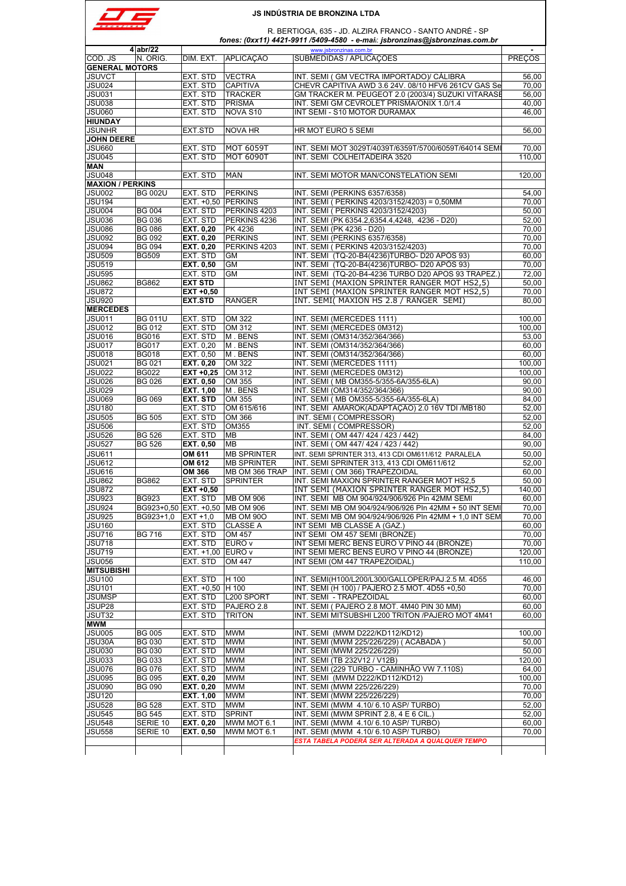# JS INDÚSTRIA DE BRONZINA LTDA

R. BERTIOGA, 635 - JD. ALZIRA FRANCO - SANTO ANDRÉ - SP

*fones: (0xx11) 4421-9911 /5409-4580 - e-mail: jsbronzinas@jsbronzinas.com.br*

4 abr/22 — www.jsbronzinas.com.br

| COD. JS | N. ORIG. | DIM. EXT. | APLICAÇÃO | SUBMEDIDAS / APLICAÇÕES | PREÇOS |
|---|---|---|---|---|---|
| **GENERAL MOTORS** | | | | | |
| JSUVCT | | EXT. STD | VECTRA | INT. SEMI ( GM VECTRA IMPORTADO)/ CÁLIBRA | 56,00 |
| JSU024 | | EXT. STD | CAPITIVA | CHEVR CAPITIVA AWD 3.6 24V. 08/10 HFV6 261CV GAS Se | 70,00 |
| JSU031 | | EXT. STD | TRACKER | GM TRACKER M. PEUGEOT 2.0 (2003/4) SUZUKI VITARASE | 56,00 |
| JSU038 | | EXT. STD | PRISMA | INT. SEMI GM CEVROLET PRISMA/ONIX 1.0/1.4 | 40,00 |
| JSU060 | | EXT. STD | NOVA S10 | INT SEMI - S10 MOTOR DURAMAX | 46,00 |
| **HIUNDAY** | | | | | |
| JSUNHR | | EXT.STD | NOVA HR | HR MOT EURO 5 SEMI | 56,00 |
| **JOHN DEERE** | | | | | |
| JSU660 | | EXT. STD | MOT 6059T | INT. SEMI MOT 3029T/4039T/6359T/5700/6059T/64014 SEMI | 70,00 |
| JSU045 | | EXT. STD | MOT 6090T | INT. SEMI COLHEITADEIRA 3520 | 110,00 |
| **MAN** | | | | | |
| JSU048 | | EXT. STD | MAN | INT. SEMI MOTOR MAN/CONSTELATION SEMI | 120,00 |
| **MAXION / PERKINS** | | | | | |
| JSU002 | BG 002U | EXT. STD | PERKINS | INT. SEMI (PERKINS 6357/6358) | 54,00 |
| JSU194 | | EXT. +0,50 | PERKINS | INT. SEMI ( PERKINS 4203/3152/4203) = 0,50MM | 70,00 |
| JSU004 | BG 004 | EXT. STD | PERKINS 4203 | INT. SEMI ( PERKINS 4203/3152/4203) | 50,00 |
| JSU036 | BG 036 | EXT. STD | PERKINS 4236 | INT. SEMI (PK 6354.2,6354.4,4248, 4236 - D20) | 52,00 |
| JSU086 | BG 086 | **EXT. 0,20** | PK 4236 | INT. SEMI (PK 4236 - D20) | 70,00 |
| JSU092 | BG 092 | **EXT. 0,20** | PERKINS | INT. SEMI (PERKINS 6357/6358) | 70,00 |
| JSU094 | BG 094 | **EXT. 0,20** | PERKINS 4203 | INT. SEMI ( PERKINS 4203/3152/4203) | 70,00 |
| JSU509 | BG509 | EXT. STD | GM | INT. SEMI (TQ-20-B4(4236)TURBO- D20 APÓS 93) | 60,00 |
| JSU519 | | **EXT. 0,50** | GM | INT. SEMI (TQ-20-B4(4236)TURBO- D20 APÓS 93) | 70,00 |
| JSU595 | | EXT. STD | GM | INT. SEMI (TQ-20-B4-4236 TURBO D20 APOS 93 TRAPEZ.) | 72,00 |
| JSU862 | BG862 | **EXT STD** | | INT SEMI (MAXION SPRINTER RANGER MOT HS2,5) | 50,00 |
| JSU872 | | **EXT +0,50** | | INT SEMI (MAXION SPRINTER RANGER MOT HS2,5) | 70,00 |
| JSU920 | | **EXT.STD** | RANGER | INT. SEMI( MAXION HS 2.8 / RANGER SEMI) | 80,00 |
| **MERCEDES** | | | | | |
| JSU011 | BG 011U | EXT. STD | OM 322 | INT. SEMI (MERCEDES 1111) | 100,00 |
| JSU012 | BG 012 | EXT. STD | OM 312 | INT. SEMI (MERCEDES 0M312) | 100,00 |
| JSU016 | BG016 | EXT. STD | M . BENS | INT. SEMI (OM314/352/364/366) | 53,00 |
| JSU017 | BG017 | EXT. 0,20 | M . BENS | INT. SEMI (OM314/352/364/366) | 60,00 |
| JSU018 | BG018 | EXT. 0,50 | M . BENS | INT. SEMI (OM314/352/364/366) | 60,00 |
| JSU021 | BG 021 | **EXT. 0,20** | OM 322 | INT. SEMI (MERCEDES 1111) | 100,00 |
| JSU022 | BG022 | **EXT +0,25** | OM 312 | INT. SEMI (MERCEDES 0M312) | 100,00 |
| JSU026 | BG 026 | **EXT. 0,50** | OM 355 | INT. SEMI ( MB OM355-5/355-6A/355-6LA) | 90,00 |
| JSU029 | | **EXT. 1,00** | M . BENS | INT. SEMI (OM314/352/364/366) | 90,00 |
| JSU069 | BG 069 | **EXT. STD** | OM 355 | INT. SEMI ( MB OM355-5/355-6A/355-6LA) | 84,00 |
| JSU180 | | EXT. STD | OM 615/616 | INT. SEMI AMAROK(ADAPTAÇÃO) 2.0 16V TDI /MB180 | 52,00 |
| JSU505 | BG 505 | EXT. STD | OM 366 | INT. SEMI ( COMPRESSOR) | 52,00 |
| JSU506 | | EXT. STD | OM355 | INT. SEMI ( COMPRESSOR) | 52,00 |
| JSU526 | BG 526 | EXT. STD | MB | INT. SEMI ( OM 447/ 424 / 423 / 442) | 84,00 |
| JSU527 | BG 526 | **EXT. 0,50** | MB | INT. SEMI ( OM 447/ 424 / 423 / 442) | 90,00 |
| JSU611 | | **OM 611** | MB SPRINTER | INT. SEMI SPRINTER 313, 413 CDI OM611/612 PARALELA | 50,00 |
| JSU612 | | **OM 612** | MB SPRINTER | INT. SEMI SPRINTER 313, 413 CDI OM611/612 | 52,00 |
| JSU616 | | **OM 366** | MB OM 366 TRAP | INT. SEMI ( OM 366) TRAPEZOIDAL | 60,00 |
| JSU862 | BG862 | EXT. STD | SPRINTER | INT. SEMI MAXION SPRINTER RANGER MOT HS2,5 | 50,00 |
| JSU872 | | **EXT +0,50** | | INT SEMI (MAXION SPRINTER RANGER MOT HS2,5) | 140,00 |
| JSU923 | BG923 | EXT. STD | MB OM 906 | INT. SEMI MB OM 904/924/906/926 Pln 42MM SEMI | 60,00 |
| JSU924 | BG923+0,50 | EXT. +0,50 | MB OM 906 | INT. SEMI MB OM 904/924/906/926 Pln 42MM + 50 INT SEMI | 70,00 |
| JSU925 | BG923+1,0 | EXT +1,0 | MB OM 90O | INT. SEMI MB OM 904/924/906/926 Pln 42MM + 1,0 INT SEM | 70,00 |
| JSU160 | | EXT. STD | CLASSE A | INT SEMI MB CLASSE A (GAZ.) | 60,00 |
| JSU716 | BG 716 | EXT. STD | OM 457 | INT SEMI OM 457 SEMI (BRONZE) | 70,00 |
| JSU718 | | EXT. STD | EURO v | INT SEMI MERC BENS EURO V PINO 44 (BRONZE) | 70,00 |
| JSU719 | | EXT. +1,00 | EURO v | INT SEMI MERC BENS EURO V PINO 44 (BRONZE) | 120,00 |
| JSU056 | | EXT. STD | OM 447 | INT SEMI (OM 447 TRAPEZOIDAL) | 110,00 |
| **MITSUBISHI** | | | | | |
| JSU100 | | EXT. STD | H 100 | INT. SEMI(H100/L200/L300/GALLOPER/PAJ.2.5 M. 4D55 | 46,00 |
| JSU101 | | EXT. +0,50 | H 100 | INT. SEMI (H 100) / PAJERO 2.5 MOT. 4D55 +0,50 | 70,00 |
| JSUMSP | | EXT. STD | L200 SPORT | INT. SEMI - TRAPEZOIDAL | 60,00 |
| JSUP28 | | EXT. STD | PAJERO 2.8 | INT. SEMI ( PAJERO 2.8 MOT. 4M40 PIN 30 MM) | 60,00 |
| JSUT32 | | EXT. STD | TRITON | INT. SEMI MITSUBISHI L200 TRITON /PAJERO MOT 4M41 | 60,00 |
| **MWM** | | | | | |
| JSU005 | BG 005 | EXT. STD | MWM | INT. SEMI (MWM D222/KD112/KD12) | 100,00 |
| JSU30A | BG 030 | EXT. STD | MWM | INT. SEMI (MWM 225/226/229) ( ACABADA ) | 50,00 |
| JSU030 | BG 030 | EXT. STD | MWM | INT. SEMI (MWM 225/226/229) | 50,00 |
| JSU033 | BG 033 | EXT. STD | MWM | INT. SEMI (TB 232V12 / V12B) | 120,00 |
| JSU076 | BG 076 | EXT. STD | MWM | INT. SEMI (229 TURBO - CAMINHÃO VW 7.110S) | 64,00 |
| JSU095 | BG 095 | **EXT. 0,20** | MWM | INT. SEMI (MWM D222/KD112/KD12) | 100,00 |
| JSU090 | BG 090 | **EXT. 0,20** | MWM | INT. SEMI (MWM 225/226/229) | 70,00 |
| JSU120 | | **EXT. 1,00** | MWM | INT. SEMI (MWM 225/226/229) | 70,00 |
| JSU528 | BG 528 | EXT. STD | MWM | INT. SEMI (MWM 4.10/ 6.10 ASP/ TURBO) | 52,00 |
| JSU545 | BG 545 | EXT. STD | SPRINT | INT. SEMI (MWM SPRINT 2.8, 4 E 6 CIL.) | 52,00 |
| JSU548 | SERIE 10 | **EXT. 0,20** | MWM MOT 6.1 | INT. SEMI (MWM 4.10/ 6.10 ASP/ TURBO) | 60,00 |
| JSU558 | SERIE 10 | **EXT. 0,50** | MWM MOT 6.1 | INT. SEMI (MWM 4.10/ 6.10 ASP/ TURBO) | 70,00 |
| | | | | ***ESTA TABELA PODERÁ SER ALTERADA A QUALQUER TEMPO*** | |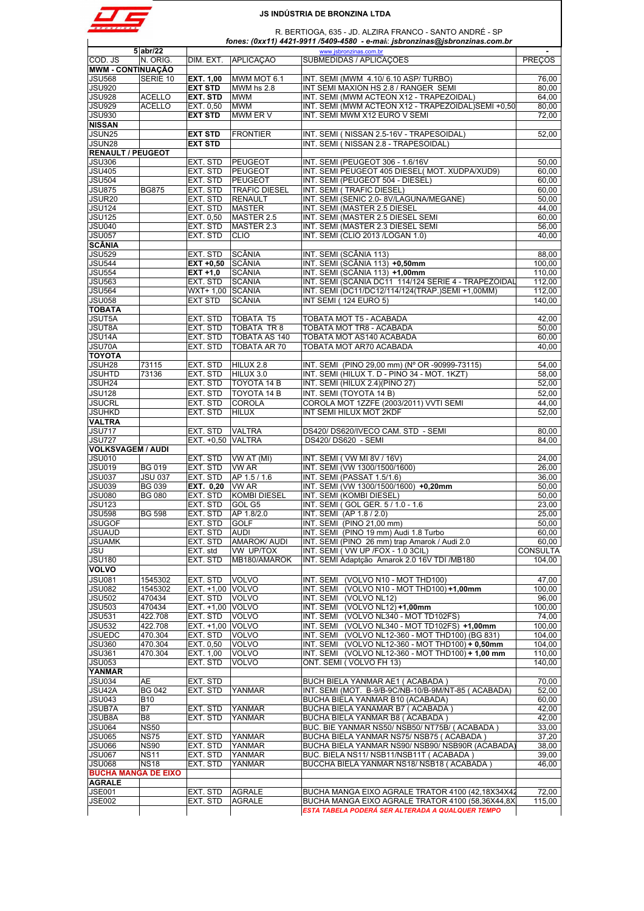**JS INDÚSTRIA DE BRONZINA LTDA**

R. BERTIOGA, 635 - JD. ALZIRA FRANCO - SANTO ANDRÉ - SP

*fones: (0xx11) 4421-9911 /5409-4580 - e-mail: jsbronzinas@jsbronzinas.com.br*

www.jsbronzinas.com.br

| 5 | abr/22 | | | | - |
|---|---|---|---|---|---|
| COD. JS | N. ORIG. | DIM. EXT. | APLICAÇÃO | SUBMEDIDAS / APLICAÇÕES | PREÇOS |
| **MWM - CONTINUAÇÃO** | | | | | |
| JSU568 | SERIE 10 | **EXT. 1,00** | MWM MOT 6.1 | INT. SEMI (MWM 4.10/ 6.10 ASP/ TURBO) | 76,00 |
| JSU920 | | **EXT STD** | MWM hs 2.8 | INT SEMI MAXION HS 2.8 / RANGER SEMI | 80,00 |
| JSU928 | ACELLO | **EXT. STD** | MWM | INT. SEMI (MWM ACTEON X12 - TRAPEZOIDAL) | 64,00 |
| JSU929 | ACELLO | EXT. 0,50 | MWM | INT. SEMI (MWM ACTEON X12 - TRAPEZOIDAL)SEMI +0,50 | 80,00 |
| JSU930 | | **EXT STD** | MWM ER V | INT. SEMI MWM X12 EURO V SEMI | 72,00 |
| **NISSAN** | | | | | |
| JSUN25 | | **EXT STD** | FRONTIER | INT. SEMI ( NISSAN 2.5-16V - TRAPESOIDAL) | 52,00 |
| JSUN28 | | **EXT STD** | | INT. SEMI ( NISSAN 2.8 - TRAPESOIDAL) | |
| **RENAULT / PEUGEOT** | | | | | |
| JSU306 | | EXT. STD | PEUGEOT | INT. SEMI (PEUGEOT 306 - 1.6/16V | 50,00 |
| JSU405 | | EXT. STD | PEUGEOT | INT. SEMI PEUGEOT 405 DIESEL( MOT. XUDPA/XUD9) | 60,00 |
| JSU504 | | EXT. STD | PEUGEOT | INT. SEMI (PEUGEOT 504 - DIESEL) | 60,00 |
| JSU875 | BG875 | EXT. STD | TRAFIC DIESEL | INT. SEMI ( TRAFIC DIESEL) | 60,00 |
| JSUR20 | | EXT. STD | RENAULT | INT. SEMI (SENIC 2.0- 8V/LAGUNA/MEGANE) | 50,00 |
| JSU124 | | EXT. STD | MASTER | INT. SEMI (MASTER 2.5 DIESEL | 44,00 |
| JSU125 | | EXT. 0,50 | MASTER 2.5 | INT. SEMI (MASTER 2.5 DIESEL SEMI | 60,00 |
| JSU040 | | EXT. STD | MASTER 2.3 | INT. SEMI (MASTER 2.3 DIESEL SEMI | 56,00 |
| JSU057 | | EXT. STD | CLIO | INT. SEMI (CLIO 2013 /LOGAN 1.0) | 40,00 |
| **SCÂNIA** | | | | | |
| JSU529 | | EXT. STD | SCÂNIA | INT. SEMI (SCÂNIA 113) | 88,00 |
| JSU544 | | **EXT +0,50** | SCÂNIA | INT. SEMI (SCÂNIA 113) **+0,50mm** | 100,00 |
| JSU554 | | **EXT +1,0** | SCÂNIA | INT. SEMI (SCÂNIA 113) **+1,00mm** | 110,00 |
| JSU563 | | EXT. STD | SCÂNIA | INT. SEMI (SCÂNIA DC11 114/124 SERIE 4 - TRAPEZOIDAL | 112,00 |
| JSU564 | | WXT+ 1,00 | SCÂNIA | INT. SEMI (DC11/DC12/114/124(TRAP.)SEMI +1,00MM) | 112,00 |
| JSU058 | | EXT STD | SCÂNIA | INT SEMI ( 124 EURO 5) | 140,00 |
| **TOBATA** | | | | | |
| JSUT5A | | EXT. STD | TOBATA T5 | TOBATA MOT T5 - ACABADA | 42,00 |
| JSUT8A | | EXT. STD | TOBATA TR 8 | TOBATA MOT TR8 - ACABADA | 50,00 |
| JSU14A | | EXT. STD | TOBATA AS 140 | TOBATA MOT AS140 ACABADA | 60,00 |
| JSU70A | | EXT. STD | TOBATA AR 70 | TOBATA MOT AR70 ACABADA | 40,00 |
| **TOYOTA** | | | | | |
| JSUH28 | 73115 | EXT. STD | HILUX 2.8 | INT. SEMI (PINO 29,00 mm) (Nº OR -90999-73115) | 54,00 |
| JSUHTD | 73136 | EXT. STD | HILUX 3.0 | INT. SEMI (HILUX T. D - PINO 34 - MOT. 1KZT) | 58,00 |
| JSUH24 | | EXT. STD | TOYOTA 14 B | INT. SEMI (HILUX 2.4)(PINO 27) | 52,00 |
| JSU128 | | EXT. STD | TOYOTA 14 B | INT. SEMI (TOYOTA 14 B) | 52,00 |
| JSUCRL | | EXT. STD | COROLA | COROLA MOT 1ZZFE (2003/2011) VVTI SEMI | 44,00 |
| JSUHKD | | EXT. STD | HILUX | INT SEMI HILUX MOT 2KDF | 52,00 |
| **VALTRA** | | | | | |
| JSU717 | | EXT. STD | VALTRA | DS420/ DS620/IVECO CAM. STD - SEMI | 80,00 |
| JSU727 | | EXT. +0,50 | VALTRA | DS420/ DS620 - SEMI | 84,00 |
| **VOLKSVAGEM / AUDI** | | | | | |
| JSU010 | | EXT. STD | VW AT (MI) | INT. SEMI ( VW MI 8V / 16V) | 24,00 |
| JSU019 | BG 019 | EXT. STD | VW AR | INT. SEMI (VW 1300/1500/1600) | 26,00 |
| JSU037 | JSU 037 | EXT. STD | AP 1.5 / 1.6 | INT. SEMI (PASSAT 1.5/1.6) | 36,00 |
| JSU039 | BG 039 | **EXT. 0,20** | VW AR | INT. SEMI (VW 1300/1500/1600) **+0,20mm** | 50,00 |
| JSU080 | BG 080 | EXT. STD | KOMBI DIESEL | INT. SEMI (KOMBI DIESEL) | 50,00 |
| JSU123 | | EXT. STD | GOL G5 | INT. SEMI ( GOL GER. 5 / 1.0 - 1.6 | 23,00 |
| JSU598 | BG 598 | EXT. STD | AP 1.8/2.0 | INT. SEMI (AP 1.8 / 2.0) | 25,00 |
| JSUGOF | | EXT. STD | GOLF | INT. SEMI (PINO 21,00 mm) | 50,00 |
| JSUAUD | | EXT. STD | AUDI | INT. SEMI (PINO 19 mm) Audi 1.8 Turbo | 60,00 |
| JSUAMK | | EXT. STD | AMAROK/ AUDI | INT. SEMI (PINO 26 mm) trap Amarok / Audi 2.0 | 60,00 |
| JSU | | EXT. std | VW UP/TOX | INT. SEMI ( VW UP /FOX - 1.0 3CIL) | CONSULTA |
| JSU180 | | EXT. STD | MB180/AMAROK | INT. SEMI Adaptção Amarok 2.0 16V TDI /MB180 | 104,00 |
| **VOLVO** | | | | | |
| JSU081 | 1545302 | EXT. STD | VOLVO | INT. SEMI (VOLVO N10 - MOT THD100) | 47,00 |
| JSU082 | 1545302 | EXT. +1,00 | VOLVO | INT. SEMI (VOLVO N10 - MOT THD100) **+1,00mm** | 100,00 |
| JSU502 | 470434 | EXT. STD | VOLVO | INT. SEMI (VOLVO NL12) | 96,00 |
| JSU503 | 470434 | EXT. +1,00 | VOLVO | INT. SEMI (VOLVO NL12) **+1,00mm** | 100,00 |
| JSU531 | 422.708 | EXT. STD | VOLVO | INT. SEMI (VOLVO NL340 - MOT TD102FS) | 74,00 |
| JSU532 | 422.708 | EXT. +1,00 | VOLVO | INT. SEMI (VOLVO NL340 - MOT TD102FS) **+1,00mm** | 100,00 |
| JSUEDC | 470.304 | EXT. STD | VOLVO | INT. SEMI (VOLVO NL12-360 - MOT THD100) (BG 831) | 104,00 |
| JSU360 | 470.304 | EXT. 0,50 | VOLVO | INT. SEMI (VOLVO NL12-360 - MOT THD100) **+ 0,50mm** | 104,00 |
| JSU361 | 470.304 | EXT. 1,00 | VOLVO | INT. SEMI (VOLVO NL12-360 - MOT THD100) **+ 1,00 mm** | 110,00 |
| JSU053 | | EXT. STD | VOLVO | ONT. SEMI ( VOLVO FH 13) | 140,00 |
| **YANMAR** | | | | | |
| JSU034 | AE | EXT. STD | | BUCH BIELA YANMAR AE1 ( ACABADA ) | 70,00 |
| JSU42A | BG 042 | EXT. STD | YANMAR | INT. SEMI (MOT. B-9/B-9C/NB-10/B-9M/NT-85 ( ACABADA) | 52,00 |
| JSU043 | B10 | | | BUCHA BIELA YANMAR B10 (ACABADA) | 60,00 |
| JSUB7A | B7 | EXT. STD | YANMAR | BUCHA BIELA YANAMAR B7 ( ACABADA ) | 42,00 |
| JSUB8A | B8 | EXT. STD | YANMAR | BUCHA BIELA YANMAR B8 ( ACABADA ) | 42,00 |
| JSU064 | NS50 | | | BUC. BIE YANMAR NS50/ NSB50/ NT75B/ ( ACABADA ) | 33,00 |
| JSU065 | NS75 | EXT. STD | YANMAR | BUCHA BIELA YANMAR NS75/ NSB75 ( ACABADA ) | 37,20 |
| JSU066 | NS90 | EXT. STD | YANMAR | BUCHA BIELA YANMAR NS90/ NSB90/ NSB90R (ACABADA) | 38,00 |
| JSU067 | NS11 | EXT. STD | YANMAR | BUC. BIELA NS11/ NSB11/NSB11T ( ACABADA ) | 39,00 |
| JSU068 | NS18 | EXT. STD | YANMAR | BUCCHA BIELA YANMAR NS18/ NSB18 ( ACABADA ) | 46,00 |
| **BUCHA MANGA DE EIXO** | | | | | |
| **AGRALE** | | | | | |
| JSE001 | | EXT. STD | AGRALE | BUCHA MANGA EIXO AGRALE TRATOR 4100 (42,18X34X42 | 72,00 |
| JSE002 | | EXT. STD | AGRALE | BUCHA MANGA EIXO AGRALE TRATOR 4100 (58,36X44,8X | 115,00 |
| | | | | ***ESTA TABELA PODERÁ SER ALTERADA A QUALQUER TEMPO*** | |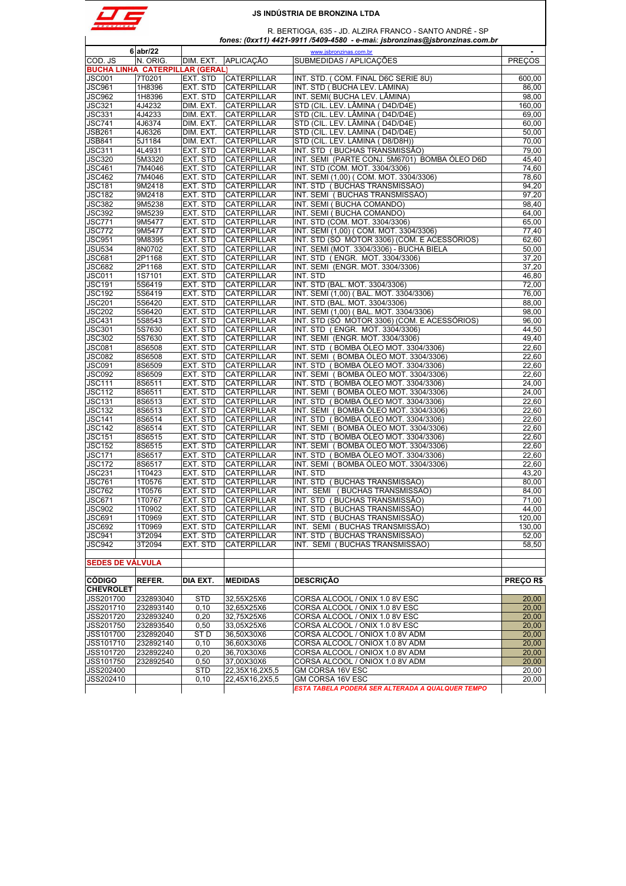**JS INDÚSTRIA DE BRONZINA LTDA**

R. BERTIOGA, 635 - JD. ALZIRA FRANCO - SANTO ANDRÉ - SP

*fones: (0xx11) 4421-9911 /5409-4580 - e-mail: jsbronzinas@jsbronzinas.com.br*

| 6 | abr/22 | | | www.jsbronzinas.com.br | - |
|---|---|---|---|---|---|
| COD. JS | N. ORIG. | DIM. EXT. | APLICAÇÃO | SUBMEDIDAS / APLICAÇÕES | PREÇOS |
| **BUCHA LINHA CATERPILLAR (GERAL)** | | | | | |
| JSC001 | 7T0201 | EXT. STD | CATERPILLAR | INT. STD. ( COM. FINAL D6C SERIE 8U) | 600,00 |
| JSC961 | 1H8396 | EXT. STD | CATERPILLAR | INT. STD ( BUCHA LEV. LÂMINA) | 86,00 |
| JSC962 | 1H8396 | EXT. STD | CATERPILLAR | INT. SEMI( BUCHA LEV. LÂMINA) | 98,00 |
| JSC321 | 4J4232 | DIM. EXT. | CATERPILLAR | STD (CIL. LEV. LÂMINA ( D4D/D4E) | 160,00 |
| JSC331 | 4J4233 | DIM. EXT. | CATERPILLAR | STD (CIL. LEV. LÂMINA ( D4D/D4E) | 69,00 |
| JSC741 | 4J6374 | DIM. EXT. | CATERPILLAR | STD (CIL. LEV. LÂMINA ( D4D/D4E) | 60,00 |
| JSB261 | 4J6326 | DIM. EXT. | CATERPILLAR | STD (CIL. LEV. LÂMINA ( D4D/D4E) | 50,00 |
| JSB841 | 5J1184 | DIM. EXT. | CATERPILLAR | STD (CIL. LEV. LÂMINA ( D8/D8H)) | 70,00 |
| JSC311 | 4L4931 | EXT. STD | CATERPILLAR | INT. STD ( BUCHAS TRANSMISSÃO) | 79,00 |
| JSC320 | 5M3320 | EXT. STD | CATERPILLAR | INT. SEMI (PARTE CONJ. 5M6701) BOMBA ÓLEO D6D | 45,40 |
| JSC461 | 7M4046 | EXT. STD | CATERPILLAR | INT. STD (COM. MOT. 3304/3306) | 74,60 |
| JSC462 | 7M4046 | EXT. STD | CATERPILLAR | INT. SEMI (1,00) ( COM. MOT. 3304/3306) | 78,60 |
| JSC181 | 9M2418 | EXT. STD | CATERPILLAR | INT. STD ( BUCHAS TRANSMISSÃO) | 94,20 |
| JSC182 | 9M2418 | EXT. STD | CATERPILLAR | INT. SEMI ( BUCHAS TRANSMISSÃO) | 97,20 |
| JSC382 | 9M5238 | EXT. STD | CATERPILLAR | INT. SEMI ( BUCHA COMANDO) | 98,40 |
| JSC392 | 9M5239 | EXT. STD | CATERPILLAR | INT. SEMI ( BUCHA COMANDO) | 64,00 |
| JSC771 | 9M5477 | EXT. STD | CATERPILLAR | INT. STD (COM. MOT. 3304/3306) | 65,00 |
| JSC772 | 9M5477 | EXT. STD | CATERPILLAR | INT. SEMI (1,00) ( COM. MOT. 3304/3306) | 77,40 |
| JSC951 | 9M8395 | EXT. STD | CATERPILLAR | INT. STD (SÓ MOTOR 3306) (COM. E ACESSÓRIOS) | 62,60 |
| JSU534 | 8N0702 | EXT. STD | CATERPILLAR | INT. SEMI (MOT. 3304/3306) - BUCHA BIELA | 50,00 |
| JSC681 | 2P1168 | EXT. STD | CATERPILLAR | INT. STD ( ENGR. MOT. 3304/3306) | 37,20 |
| JSC682 | 2P1168 | EXT. STD | CATERPILLAR | INT. SEMI (ENGR. MOT. 3304/3306) | 37,20 |
| JSC011 | 1S7101 | EXT. STD | CATERPILLAR | INT. STD | 46,80 |
| JSC191 | 5S6419 | EXT. STD | CATERPILLAR | INT. STD (BAL. MOT. 3304/3306) | 72,00 |
| JSC192 | 5S6419 | EXT. STD | CATERPILLAR | INT. SEMI (1,00) ( BAL. MOT. 3304/3306) | 76,00 |
| JSC201 | 5S6420 | EXT. STD | CATERPILLAR | INT. STD (BAL. MOT. 3304/3306) | 88,00 |
| JSC202 | 5S6420 | EXT. STD | CATERPILLAR | INT. SEMI (1,00) ( BAL. MOT. 3304/3306) | 98,00 |
| JSC431 | 5S8543 | EXT. STD | CATERPILLAR | INT. STD (SÓ MOTOR 3306) (COM. E ACESSÓRIOS) | 96,00 |
| JSC301 | 5S7630 | EXT. STD | CATERPILLAR | INT. STD ( ENGR. MOT. 3304/3306) | 44,50 |
| JSC302 | 5S7630 | EXT. STD | CATERPILLAR | INT. SEMI (ENGR. MOT. 3304/3306) | 49,40 |
| JSC081 | 8S6508 | EXT. STD | CATERPILLAR | INT. STD ( BOMBA ÓLEO MOT. 3304/3306) | 22,60 |
| JSC082 | 8S6508 | EXT. STD | CATERPILLAR | INT. SEMI ( BOMBA ÓLEO MOT. 3304/3306) | 22,60 |
| JSC091 | 8S6509 | EXT. STD | CATERPILLAR | INT. STD ( BOMBA ÓLEO MOT. 3304/3306) | 22,60 |
| JSC092 | 8S6509 | EXT. STD | CATERPILLAR | INT. SEMI ( BOMBA ÓLEO MOT. 3304/3306) | 22,60 |
| JSC111 | 8S6511 | EXT. STD | CATERPILLAR | INT. STD ( BOMBA ÓLEO MOT. 3304/3306) | 24,00 |
| JSC112 | 8S6511 | EXT. STD | CATERPILLAR | INT. SEMI ( BOMBA ÓLEO MOT. 3304/3306) | 24,00 |
| JSC131 | 8S6513 | EXT. STD | CATERPILLAR | INT. STD ( BOMBA ÓLEO MOT. 3304/3306) | 22,60 |
| JSC132 | 8S6513 | EXT. STD | CATERPILLAR | INT. SEMI ( BOMBA ÓLEO MOT. 3304/3306) | 22,60 |
| JSC141 | 8S6514 | EXT. STD | CATERPILLAR | INT. STD ( BOMBA ÓLEO MOT. 3304/3306) | 22,60 |
| JSC142 | 8S6514 | EXT. STD | CATERPILLAR | INT. SEMI ( BOMBA ÓLEO MOT. 3304/3306) | 22,60 |
| JSC151 | 8S6515 | EXT. STD | CATERPILLAR | INT. STD ( BOMBA ÓLEO MOT. 3304/3306) | 22,60 |
| JSC152 | 8S6515 | EXT. STD | CATERPILLAR | INT. SEMI ( BOMBA ÓLEO MOT. 3304/3306) | 22,60 |
| JSC171 | 8S6517 | EXT. STD | CATERPILLAR | INT. STD ( BOMBA ÓLEO MOT. 3304/3306) | 22,60 |
| JSC172 | 8S6517 | EXT. STD | CATERPILLAR | INT. SEMI ( BOMBA ÓLEO MOT. 3304/3306) | 22,60 |
| JSC231 | 1T0423 | EXT. STD | CATERPILLAR | INT. STD | 43,20 |
| JSC761 | 1T0576 | EXT. STD | CATERPILLAR | INT. STD ( BUCHAS TRANSMISSÃO) | 80,00 |
| JSC762 | 1T0576 | EXT. STD | CATERPILLAR | INT. SEMI ( BUCHAS TRANSMISSÃO) | 84,00 |
| JSC671 | 1T0767 | EXT. STD | CATERPILLAR | INT. STD ( BUCHAS TRANSMISSÃO) | 71,00 |
| JSC902 | 1T0902 | EXT. STD | CATERPILLAR | INT. STD ( BUCHAS TRANSMISSÃO) | 44,00 |
| JSC691 | 1T0969 | EXT. STD | CATERPILLAR | INT. STD ( BUCHAS TRANSMISSÃO) | 120,00 |
| JSC692 | 1T0969 | EXT. STD | CATERPILLAR | INT. SEMI ( BUCHAS TRANSMISSÃO) | 130,00 |
| JSC941 | 3T2094 | EXT. STD | CATERPILLAR | INT. STD ( BUCHAS TRANSMISSÃO) | 52,00 |
| JSC942 | 3T2094 | EXT. STD | CATERPILLAR | INT. SEMI ( BUCHAS TRANSMISSÃO) | 58,50 |

**SEDES DE VÁLVULA**

| CÓDIGO | REFER. | DIA EXT. | MEDIDAS | DESCRIÇÃO | PREÇO R$ |
|---|---|---|---|---|---|
| **CHEVROLET** | | | | | |
| JSS201700 | 232893040 | STD | 32,55X25X6 | CORSA ALCOOL / ONIX 1.0 8V ESC | 20,00 |
| JSS201710 | 232893140 | 0,10 | 32,65X25X6 | CORSA ALCOOL / ONIX 1.0 8V ESC | 20,00 |
| JSS201720 | 232893240 | 0,20 | 32,75X25X6 | CORSA ALCOOL / ONIX 1.0 8V ESC | 20,00 |
| JSS201750 | 232893540 | 0,50 | 33,05X25X6 | CORSA ALCOOL / ONIX 1.0 8V ESC | 20,00 |
| JSS101700 | 232892040 | STD | 36,50X30X6 | CORSA ALCOOL / ONIOX 1.0 8V ADM | 20,00 |
| JSS101710 | 232892140 | 0,10 | 36,60X30X6 | CORSA ALCOOL / ONIOX 1.0 8V ADM | 20,00 |
| JSS101720 | 232892240 | 0,20 | 36,70X30X6 | CORSA ALCOOL / ONIOX 1.0 8V ADM | 20,00 |
| JSS101750 | 232892540 | 0,50 | 37,00X30X6 | CORSA ALCOOL / ONIOX 1.0 8V ADM | 20,00 |
| JSS202400 | | STD | 22,35X16,2X5,5 | GM CORSA 16V ESC | 20,00 |
| JSS202410 | | 0,10 | 22,45X16,2X5,5 | GM CORSA 16V ESC | 20,00 |

***ESTA TABELA PODERÁ SER ALTERADA A QUALQUER TEMPO***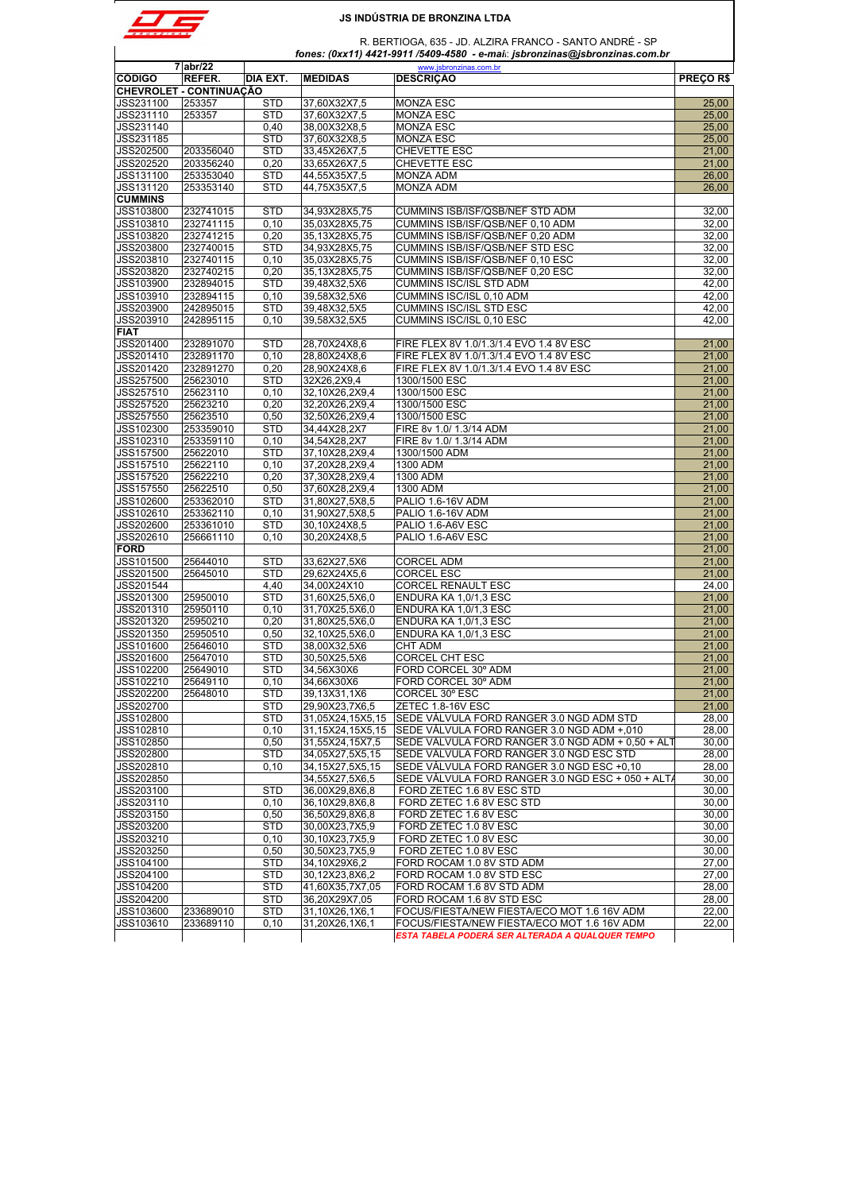# JS INDÚSTRIA DE BRONZINA LTDA

R. BERTIOGA, 635 - JD. ALZIRA FRANCO - SANTO ANDRÉ - SP

*fones: (0xx11) 4421-9911 /5409-4580 - e-mail: jsbronzinas@jsbronzinas.com.br*

| 7 | abr/22 | | | www.jsbronzinas.com.br | |
|---|---|---|---|---|---|
| **CODIGO** | **REFER.** | **DIA EXT.** | **MEDIDAS** | **DESCRIÇÃO** | **PREÇO R$** |
| **CHEVROLET - CONTINUAÇÃO** | | | | | |
| JSS231100 | 253357 | STD | 37,60X32X7,5 | MONZA ESC | 25,00 |
| JSS231110 | 253357 | STD | 37,60X32X7,5 | MONZA ESC | 25,00 |
| JSS231140 | | 0,40 | 38,00X32X8,5 | MONZA ESC | 25,00 |
| JSS231185 | | STD | 37,60X32X8,5 | MONZA ESC | 25,00 |
| JSS202500 | 203356040 | STD | 33,45X26X7,5 | CHEVETTE ESC | 21,00 |
| JSS202520 | 203356240 | 0,20 | 33,65X26X7,5 | CHEVETTE ESC | 21,00 |
| JSS131100 | 253353040 | STD | 44,55X35X7,5 | MONZA ADM | 26,00 |
| JSS131120 | 253353140 | STD | 44,75X35X7,5 | MONZA ADM | 26,00 |
| **CUMMINS** | | | | | |
| JSS103800 | 232741015 | STD | 34,93X28X5,75 | CUMMINS ISB/ISF/QSB/NEF STD ADM | 32,00 |
| JSS103810 | 232741115 | 0,10 | 35,03X28X5,75 | CUMMINS ISB/ISF/QSB/NEF 0,10 ADM | 32,00 |
| JSS103820 | 232741215 | 0,20 | 35,13X28X5,75 | CUMMINS ISB/ISF/QSB/NEF 0,20 ADM | 32,00 |
| JSS203800 | 232740015 | STD | 34,93X28X5,75 | CUMMINS ISB/ISF/QSB/NEF STD ESC | 32,00 |
| JSS203810 | 232740115 | 0,10 | 35,03X28X5,75 | CUMMINS ISB/ISF/QSB/NEF 0,10 ESC | 32,00 |
| JSS203820 | 232740215 | 0,20 | 35,13X28X5,75 | CUMMINS ISB/ISF/QSB/NEF 0,20 ESC | 32,00 |
| JSS103900 | 232894015 | STD | 39,48X32,5X6 | CUMMINS ISC/ISL STD ADM | 42,00 |
| JSS103910 | 232894115 | 0,10 | 39,58X32,5X6 | CUMMINS ISC/ISL 0,10 ADM | 42,00 |
| JSS203900 | 242895015 | STD | 39,48X32,5X5 | CUMMINS ISC/ISL STD ESC | 42,00 |
| JSS203910 | 242895115 | 0,10 | 39,58X32,5X5 | CUMMINS ISC/ISL 0,10 ESC | 42,00 |
| **FIAT** | | | | | |
| JSS201400 | 232891070 | STD | 28,70X24X8,6 | FIRE FLEX 8V 1.0/1.3/1.4 EVO 1.4 8V ESC | 21,00 |
| JSS201410 | 232891170 | 0,10 | 28,80X24X8,6 | FIRE FLEX 8V 1.0/1.3/1.4 EVO 1.4 8V ESC | 21,00 |
| JSS201420 | 232891270 | 0,20 | 28,90X24X8,6 | FIRE FLEX 8V 1.0/1.3/1.4 EVO 1.4 8V ESC | 21,00 |
| JSS257500 | 25623010 | STD | 32X26,2X9,4 | 1300/1500 ESC | 21,00 |
| JSS257510 | 25623110 | 0,10 | 32,10X26,2X9,4 | 1300/1500 ESC | 21,00 |
| JSS257520 | 25623210 | 0,20 | 32,20X26,2X9,4 | 1300/1500 ESC | 21,00 |
| JSS257550 | 25623510 | 0,50 | 32,50X26,2X9,4 | 1300/1500 ESC | 21,00 |
| JSS102300 | 253359010 | STD | 34,44X28,2X7 | FIRE 8v 1.0/ 1.3/14 ADM | 21,00 |
| JSS102310 | 253359110 | 0,10 | 34,54X28,2X7 | FIRE 8v 1.0/ 1.3/14 ADM | 21,00 |
| JSS157500 | 25622010 | STD | 37,10X28,2X9,4 | 1300/1500 ADM | 21,00 |
| JSS157510 | 25622110 | 0,10 | 37,20X28,2X9,4 | 1300 ADM | 21,00 |
| JSS157520 | 25622210 | 0,20 | 37,30X28,2X9,4 | 1300 ADM | 21,00 |
| JSS157550 | 25622510 | 0,50 | 37,60X28,2X9,4 | 1300 ADM | 21,00 |
| JSS102600 | 253362010 | STD | 31,80X27,5X8,5 | PALIO 1.6-16V ADM | 21,00 |
| JSS102610 | 253362110 | 0,10 | 31,90X27,5X8,5 | PALIO 1.6-16V ADM | 21,00 |
| JSS202600 | 253361010 | STD | 30,10X24X8,5 | PALIO 1.6-A6V ESC | 21,00 |
| JSS202610 | 256661110 | 0,10 | 30,20X24X8,5 | PALIO 1.6-A6V ESC | 21,00 |
| **FORD** | | | | | 21,00 |
| JSS101500 | 25644010 | STD | 33,62X27,5X6 | CORCEL ADM | 21,00 |
| JSS201500 | 25645010 | STD | 29,62X24X5,6 | CORCEL ESC | 21,00 |
| JSS201544 | | 4,40 | 34,00X24X10 | CORCEL RENAULT ESC | 24,00 |
| JSS201300 | 25950010 | STD | 31,60X25,5X6,0 | ENDURA KA 1,0/1,3 ESC | 21,00 |
| JSS201310 | 25950110 | 0,10 | 31,70X25,5X6,0 | ENDURA KA 1,0/1,3 ESC | 21,00 |
| JSS201320 | 25950210 | 0,20 | 31,80X25,5X6,0 | ENDURA KA 1,0/1,3 ESC | 21,00 |
| JSS201350 | 25950510 | 0,50 | 32,10X25,5X6,0 | ENDURA KA 1,0/1,3 ESC | 21,00 |
| JSS101600 | 25646010 | STD | 38,00X32,5X6 | CHT ADM | 21,00 |
| JSS201600 | 25647010 | STD | 30,50X25,5X6 | CORCEL CHT ESC | 21,00 |
| JSS102200 | 25649010 | STD | 34,56X30X6 | FORD CORCEL 30º ADM | 21,00 |
| JSS102210 | 25649110 | 0,10 | 34,66X30X6 | FORD CORCEL 30º ADM | 21,00 |
| JSS202200 | 25648010 | STD | 39,13X31,1X6 | CORCEL 30º ESC | 21,00 |
| JSS202700 | | STD | 29,90X23,7X6,5 | ZETEC 1.8-16V ESC | 21,00 |
| JSS102800 | | STD | 31,05X24,15X5,15 | SEDE VÁLVULA FORD RANGER 3.0 NGD ADM STD | 28,00 |
| JSS102810 | | 0,10 | 31,15X24,15X5,15 | SEDE VÁLVULA FORD RANGER 3.0 NGD ADM +,010 | 28,00 |
| JSS102850 | | 0,50 | 31,55X24,15X7,5 | SEDE VÁLVULA FORD RANGER 3.0 NGD ADM + 0,50 + ALT | 30,00 |
| JSS202800 | | STD | 34,05X27,5X5,15 | SEDE VÁLVULA FORD RANGER 3.0 NGD ESC STD | 28,00 |
| JSS202810 | | 0,10 | 34,15X27,5X5,15 | SEDE VÁLVULA FORD RANGER 3.0 NGD ESC +0,10 | 28,00 |
| JSS202850 | | | 34,55X27,5X6,5 | SEDE VÁLVULA FORD RANGER 3.0 NGD ESC + 050 + ALT/ | 30,00 |
| JSS203100 | | STD | 36,00X29,8X6,8 | FORD ZETEC 1.6 8V ESC STD | 30,00 |
| JSS203110 | | 0,10 | 36,10X29,8X6,8 | FORD ZETEC 1.6 8V ESC STD | 30,00 |
| JSS203150 | | 0,50 | 36,50X29,8X6,8 | FORD ZETEC 1.6 8V ESC | 30,00 |
| JSS203200 | | STD | 30,00X23,7X5,9 | FORD ZETEC 1.0 8V ESC | 30,00 |
| JSS203210 | | 0,10 | 30,10X23,7X5,9 | FORD ZETEC 1.0 8V ESC | 30,00 |
| JSS203250 | | 0,50 | 30,50X23,7X5,9 | FORD ZETEC 1.0 8V ESC | 30,00 |
| JSS104100 | | STD | 34,10X29X6,2 | FORD ROCAM 1.0 8V STD ADM | 27,00 |
| JSS204100 | | STD | 30,12X23,8X6,2 | FORD ROCAM 1.0 8V STD ESC | 27,00 |
| JSS104200 | | STD | 41,60X35,7X7,05 | FORD ROCAM 1.6 8V STD ADM | 28,00 |
| JSS204200 | | STD | 36,20X29X7,05 | FORD ROCAM 1.6 8V STD ESC | 28,00 |
| JSS103600 | 233689010 | STD | 31,10X26,1X6,1 | FOCUS/FIESTA/NEW FIESTA/ECO MOT 1.6 16V ADM | 22,00 |
| JSS103610 | 233689110 | 0,10 | 31,20X26,1X6,1 | FOCUS/FIESTA/NEW FIESTA/ECO MOT 1.6 16V ADM | 22,00 |
| | | | | *ESTA TABELA PODERÁ SER ALTERADA A QUALQUER TEMPO* | |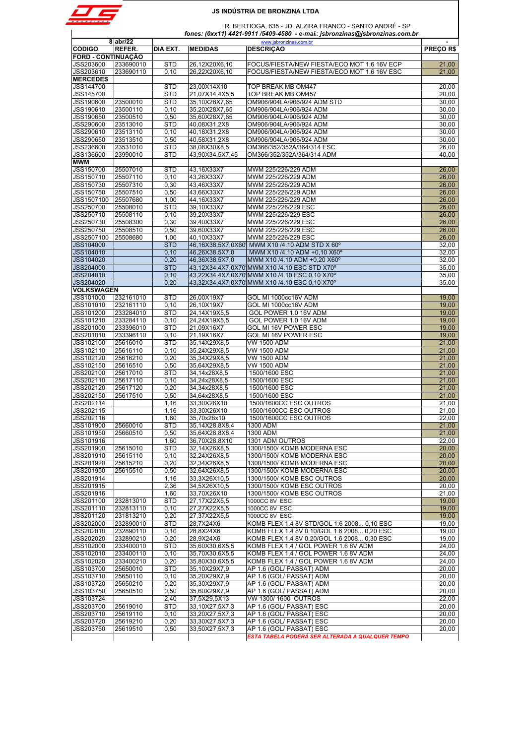# JS INDÚSTRIA DE BRONZINA LTDA

R. BERTIOGA, 635 - JD. ALZIRA FRANCO - SANTO ANDRÉ - SP

*fones: (0xx11) 4421-9911 /5409-4580 - e-mail: jsbronzinas@jsbronzinas.com.br*

www.jsbronzinas.com.br

| 8 | abr/22 | | | | - |
|---|---|---|---|---|---|
| **CODIGO** | **REFER.** | **DIA EXT.** | **MEDIDAS** | **DESCRIÇÃO** | **PREÇO R$** |
| **FORD - CONTINUAÇÃO** | | | | | |
| JSS203600 | 233690010 | STD | 26,12X20X6,10 | FOCUS/FIESTA/NEW FIESTA/ECO MOT 1.6 16V ECP | 21,00 |
| JSS203610 | 233690110 | 0,10 | 26,22X20X6,10 | FOCUS/FIESTA/NEW FIESTA/ECO MOT 1.6 16V ESC | 21,00 |
| **MERCEDES** | | | | | |
| JSS144700 | | STD | 23,00X14X10 | TOP BREAK MB OM447 | 20,00 |
| JSS145700 | | STD | 21,07X14,4X5,5 | TOP BREAK MB OM457 | 20,00 |
| JSS190600 | 23500010 | STD | 35,10X28X7,65 | OM906/904LA/906/924 ADM STD | 30,00 |
| JSS190610 | 23500110 | 0,10 | 35,20X28X7,65 | OM906/904LA/906/924 ADM | 30,00 |
| JSS190650 | 23500510 | 0,50 | 35,60X28X7,65 | OM906/904LA/906/924 ADM | 30,00 |
| JSS290600 | 23513010 | STD | 40,08X31,2X8 | OM906/904LA/906/924 ADM | 30,00 |
| JSS290610 | 23513110 | 0,10 | 40,18X31,2X8 | OM906/904LA/906/924 ADM | 30,00 |
| JSS290650 | 23513510 | 0,50 | 40,58X31,2X8 | OM906/904LA/906/924 ADM | 30,00 |
| JSS236600 | 23531010 | STD | 38,08X30X8,5 | OM366/352/352A/364/314 ESC | 26,00 |
| JSS136600 | 23990010 | STD | 43,90X34,5X7,45 | OM366/352/352A/364/314 ADM | 40,00 |
| **MWM** | | | | | |
| JSS150700 | 25507010 | STD | 43,16X33X7 | MWM 225/226/229 ADM | 26,00 |
| JSS150710 | 25507110 | 0,10 | 43,26X33X7 | MWM 225/226/229 ADM | 26,00 |
| JSS150730 | 25507310 | 0,30 | 43,46X33X7 | MWM 225/226/229 ADM | 26,00 |
| JSS150750 | 25507510 | 0,50 | 43,66X33X7 | MWM 225/226/229 ADM | 26,00 |
| JSS1507100 | 25507680 | 1,00 | 44,16X33X7 | MWM 225/226/229 ADM | 26,00 |
| JSS250700 | 25508010 | STD | 39,10X33X7 | MWM 225/226/229 ESC | 26,00 |
| JSS250710 | 25508110 | 0,10 | 39,20X33X7 | MWM 225/226/229 ESC | 26,00 |
| JSS250730 | 25508300 | 0,30 | 39,40X33X7 | MWM 225/226/229 ESC | 26,00 |
| JSS250750 | 25508510 | 0,50 | 39,60X33X7 | MWM 225/226/229 ESC | 26,00 |
| JSS2507100 | 25508680 | 1,00 | 40,10X33X7 | MWM 225/226/229 ESC | 26,00 |
| JSS104000 | | STD | 46,16X38,5X7,0X60 | MWM X10 /4.10 ADM STD X 60º | 32,00 |
| JSS104010 | | 0,10 | 46,26X38,5X7,0 | MWM X10 /4.10 ADM +0,10 X60º | 32,00 |
| JSS104020 | | 0,20 | 46,36X38,5X7,0 | MWM X10 /4.10 ADM +0,20 X60º | 32,00 |
| JSS204000 | | STD | 43,12X34,4X7,0X70 | MWM X10 /4.10 ESC STD X70º | 35,00 |
| JSS204010 | | 0,10 | 43,22X34,4X7,0X70 | MWM X10 /4.10 ESC 0,10 X70º | 35,00 |
| JSS204020 | | 0,20 | 43,32X34,4X7,0X70 | MWM X10 /4.10 ESC 0,10 X70º | 35,00 |
| **VOLKSWAGEN** | | | | | |
| JSS101000 | 232161010 | STD | 26,00X19X7 | GOL MI 1000cc16V ADM | 19,00 |
| JSS101010 | 232161110 | 0,10 | 26,10X19X7 | GOL MI 1000cc16V ADM | 19,00 |
| JSS101200 | 233284010 | STD | 24,14X19X5,5 | GOL POWER 1.0 16V ADM | 19,00 |
| JSS101210 | 233284110 | 0,10 | 24,24X19X5,5 | GOL POWER 1.0 16V ADM | 19,00 |
| JSS201000 | 233396010 | STD | 21,09X16X7 | GOL MI 16V POWER ESC | 19,00 |
| JSS201010 | 233396110 | 0,10 | 21,19X16X7 | GOL MI 16V POWER ESC | 19,00 |
| JSS102100 | 25616010 | STD | 35,14X29X8,5 | VW 1500 ADM | 21,00 |
| JSS102110 | 25616110 | 0,10 | 35,24X29X8,5 | VW 1500 ADM | 21,00 |
| JSS102120 | 25616210 | 0,20 | 35,34X29X8,5 | VW 1500 ADM | 21,00 |
| JSS102150 | 25616510 | 0,50 | 35,64X29X8,5 | VW 1500 ADM | 21,00 |
| JSS202100 | 25617010 | STD | 34,14x28X8,5 | 1500/1600 ESC | 21,00 |
| JSS202110 | 25617110 | 0,10 | 34,24x28X8,5 | 1500/1600 ESC | 21,00 |
| JSS202120 | 25617120 | 0,20 | 34,34x28X8,5 | 1500/1600 ESC | 21,00 |
| JSS202150 | 25617510 | 0,50 | 34,64x28X8,5 | 1500/1600 ESC | 21,00 |
| JSS202114 | | 1,16 | 33,30X26X10 | 1500/1600CC ESC OUTROS | 21,00 |
| JSS202115 | | 1,16 | 33,30X26X10 | 1500/1600CC ESC OUTROS | 21,00 |
| JSS202116 | | 1,60 | 35,70x28x10 | 1500/1600CC ESC OUTROS | 22,00 |
| JSS101900 | 25660010 | STD | 35,14X28,8X8,4 | 1300 ADM | 21,00 |
| JSS101950 | 25660510 | 0,50 | 35,64X28,8X8,4 | 1300 ADM | 21,00 |
| JSS101916 | | 1,60 | 36,70X28,8X10 | 1301 ADM OUTROS | 22,00 |
| JSS201900 | 25615010 | STD | 32,14X26X8,5 | 1300/1500/ KOMB MODERNA ESC | 20,00 |
| JSS201910 | 25615110 | 0,10 | 32,24X26X8,5 | 1300/1500/ KOMB MODERNA ESC | 20,00 |
| JSS201920 | 25615210 | 0,20 | 32,34X26X8,5 | 1300/1500/ KOMB MODERNA ESC | 20,00 |
| JSS201950 | 25615510 | 0,50 | 32,64X26X8,5 | 1300/1500/ KOMB MODERNA ESC | 20,00 |
| JSS201914 | | 1,16 | 33,3X26X10,5 | 1300/1500/ KOMB ESC OUTROS | 20,00 |
| JSS201915 | | 2,36 | 34,5X26X10,5 | 1300/1500/ KOMB ESC OUTROS | 20,00 |
| JSS201916 | | 1,60 | 33,70X26X10 | 1300/1500/ KOMB ESC OUTROS | 21,00 |
| JSS201100 | 232813010 | STD | 27,17X22X5,5 | 1000CC 8V ESC | 19,00 |
| JSS201110 | 232813110 | 0,10 | 27,27X22X5,5 | 1000CC 8V ESC | 19,00 |
| JSS201120 | 231813210 | 0,20 | 27,37X22X5,5 | 1000CC 8V ESC | 19,00 |
| JSS202000 | 232890010 | STD | 28,7X24X6 | KOMB FLEX 1.4 8V STD/GOL 1.6 2008... 0,10 ESC | 19,00 |
| JSS202010 | 232890110 | 0,10 | 28,8X24X6 | KOMB FLEX 1.4 8V 0,10/GOL 1.6 2008... 0,20 ESC | 19,00 |
| JSS202020 | 232890210 | 0,20 | 28,9X24X6 | KOMB FLEX 1.4 8V 0,20/GOL 1.6 2008... 0,30 ESC | 19,00 |
| JSS102000 | 233400010 | STD | 35,60X30,6X5,5 | KOMB FLEX 1,4 / GOL POWER 1.6 8V ADM | 24,00 |
| JSS102010 | 233400110 | 0,10 | 35,70X30,6X5,5 | KOMB FLEX 1,4 / GOL POWER 1.6 8V ADM | 24,00 |
| JSS102020 | 233400210 | 0,20 | 35,80X30,6X5,5 | KOMB FLEX 1,4 / GOL POWER 1.6 8V ADM | 24,00 |
| JSS103700 | 25650010 | STD | 35,10X29X7,9 | AP 1.6 (GOL/ PASSAT) ADM | 20,00 |
| JSS103710 | 25650110 | 0,10 | 35,20X29X7,9 | AP 1.6 (GOL/ PASSAT) ADM | 20,00 |
| JSS103720 | 25650210 | 0,20 | 35,30X29X7,9 | AP 1.6 (GOL/ PASSAT) ADM | 20,00 |
| JSS103750 | 25650510 | 0,50 | 35,60X29X7,9 | AP 1.6 (GOL/ PASSAT) ADM | 20,00 |
| JSS103724 | | 2,40 | 37,5X29,5X13 | VW 1300/ 1600 OUTROS | 22,00 |
| JSS203700 | 25619010 | STD | 33,10X27,5X7,3 | AP 1.6 (GOL/ PASSAT) ESC | 20,00 |
| JSS203710 | 25619110 | 0,10 | 33,20X27,5X7,3 | AP 1.6 (GOL/ PASSAT) ESC | 20,00 |
| JSS203720 | 25619210 | 0,20 | 33,30X27,5X7,3 | AP 1.6 (GOL/ PASSAT) ESC | 20,00 |
| JSS203750 | 25619510 | 0,50 | 33,50X27,5X7,3 | AP 1.6 (GOL/ PASSAT) ESC | 20,00 |
| | | | | ***ESTA TABELA PODERÁ SER ALTERADA A QUALQUER TEMPO*** | |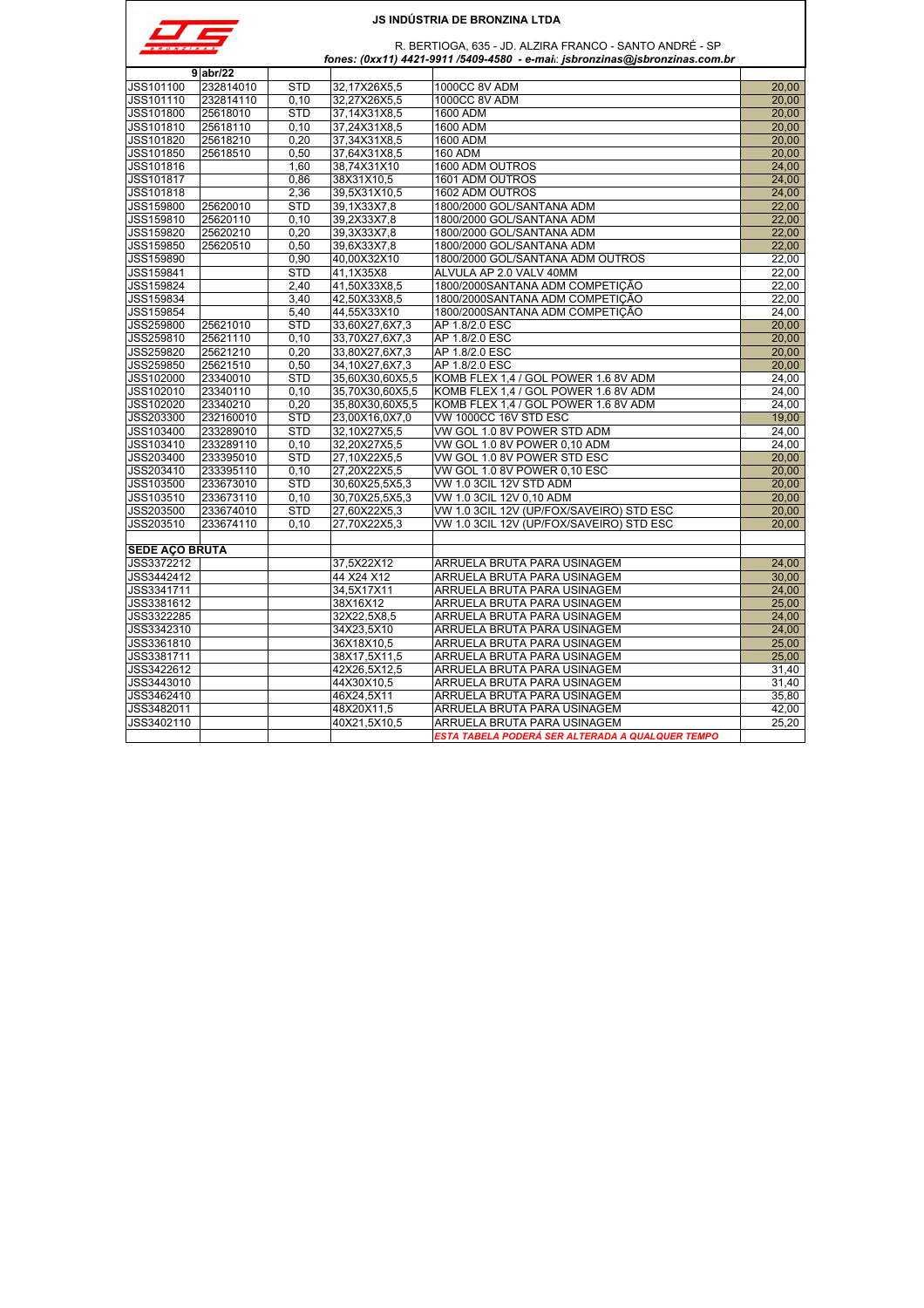# JS INDÚSTRIA DE BRONZINA LTDA

R. BERTIOGA, 635 - JD. ALZIRA FRANCO - SANTO ANDRÉ - SP

*fones: (0xx11) 4421-9911 /5409-4580 - e-mail: jsbronzinas@jsbronzinas.com.br*

| 9 | abr/22 | | | | |
|---|---|---|---|---|---|
| JSS101100 | 232814010 | STD | 32,17X26X5,5 | 1000CC 8V ADM | 20,00 |
| JSS101110 | 232814110 | 0,10 | 32,27X26X5,5 | 1000CC 8V ADM | 20,00 |
| JSS101800 | 25618010 | STD | 37,14X31X8,5 | 1600 ADM | 20,00 |
| JSS101810 | 25618110 | 0,10 | 37,24X31X8,5 | 1600 ADM | 20,00 |
| JSS101820 | 25618210 | 0,20 | 37,34X31X8,5 | 1600 ADM | 20,00 |
| JSS101850 | 25618510 | 0,50 | 37,64X31X8,5 | 160 ADM | 20,00 |
| JSS101816 | | 1,60 | 38,74X31X10 | 1600 ADM OUTROS | 24,00 |
| JSS101817 | | 0,86 | 38X31X10,5 | 1601 ADM OUTROS | 24,00 |
| JSS101818 | | 2,36 | 39,5X31X10,5 | 1602 ADM OUTROS | 24,00 |
| JSS159800 | 25620010 | STD | 39,1X33X7,8 | 1800/2000 GOL/SANTANA ADM | 22,00 |
| JSS159810 | 25620110 | 0,10 | 39,2X33X7,8 | 1800/2000 GOL/SANTANA ADM | 22,00 |
| JSS159820 | 25620210 | 0,20 | 39,3X33X7,8 | 1800/2000 GOL/SANTANA ADM | 22,00 |
| JSS159850 | 25620510 | 0,50 | 39,6X33X7,8 | 1800/2000 GOL/SANTANA ADM | 22,00 |
| JSS159890 | | 0,90 | 40,00X32X10 | 1800/2000 GOL/SANTANA ADM OUTROS | 22,00 |
| JSS159841 | | STD | 41,1X35X8 | ALVULA AP 2.0 VALV 40MM | 22,00 |
| JSS159824 | | 2,40 | 41,50X33X8,5 | 1800/2000SANTANA ADM COMPETIÇÃO | 22,00 |
| JSS159834 | | 3,40 | 42,50X33X8,5 | 1800/2000SANTANA ADM COMPETIÇÃO | 22,00 |
| JSS159854 | | 5,40 | 44,55X33X10 | 1800/2000SANTANA ADM COMPETIÇÃO | 24,00 |
| JSS259800 | 25621010 | STD | 33,60X27,6X7,3 | AP 1.8/2.0 ESC | 20,00 |
| JSS259810 | 25621110 | 0,10 | 33,70X27,6X7,3 | AP 1.8/2.0 ESC | 20,00 |
| JSS259820 | 25621210 | 0,20 | 33,80X27,6X7,3 | AP 1.8/2.0 ESC | 20,00 |
| JSS259850 | 25621510 | 0,50 | 34,10X27,6X7,3 | AP 1.8/2.0 ESC | 20,00 |
| JSS102000 | 23340010 | STD | 35,60X30,60X5,5 | KOMB FLEX 1,4 / GOL POWER 1.6 8V ADM | 24,00 |
| JSS102010 | 23340110 | 0,10 | 35,70X30,60X5,5 | KOMB FLEX 1,4 / GOL POWER 1.6 8V ADM | 24,00 |
| JSS102020 | 23340210 | 0,20 | 35,80X30,60X5,5 | KOMB FLEX 1,4 / GOL POWER 1.6 8V ADM | 24,00 |
| JSS203300 | 232160010 | STD | 23,00X16,0X7,0 | VW 1000CC 16V STD ESC | 19,00 |
| JSS103400 | 233289010 | STD | 32,10X27X5,5 | VW GOL 1.0 8V POWER STD ADM | 24,00 |
| JSS103410 | 233289110 | 0,10 | 32,20X27X5,5 | VW GOL 1.0 8V POWER 0,10 ADM | 24,00 |
| JSS203400 | 233395010 | STD | 27,10X22X5,5 | VW GOL 1.0 8V POWER STD ESC | 20,00 |
| JSS203410 | 233395110 | 0,10 | 27,20X22X5,5 | VW GOL 1.0 8V POWER 0,10 ESC | 20,00 |
| JSS103500 | 233673010 | STD | 30,60X25,5X5,3 | VW 1.0 3CIL 12V STD ADM | 20,00 |
| JSS103510 | 233673110 | 0,10 | 30,70X25,5X5,3 | VW 1.0 3CIL 12V 0,10 ADM | 20,00 |
| JSS203500 | 233674010 | STD | 27,60X22X5,3 | VW 1.0 3CIL 12V (UP/FOX/SAVEIRO) STD ESC | 20,00 |
| JSS203510 | 233674110 | 0,10 | 27,70X22X5,3 | VW 1.0 3CIL 12V (UP/FOX/SAVEIRO) STD ESC | 20,00 |
| | | | | | |
| **SEDE AÇO BRUTA** | | | | | |
| JSS3372212 | | | 37,5X22X12 | ARRUELA BRUTA PARA USINAGEM | 24,00 |
| JSS3442412 | | | 44 X24 X12 | ARRUELA BRUTA PARA USINAGEM | 30,00 |
| JSS3341711 | | | 34,5X17X11 | ARRUELA BRUTA PARA USINAGEM | 24,00 |
| JSS3381612 | | | 38X16X12 | ARRUELA BRUTA PARA USINAGEM | 25,00 |
| JSS3322285 | | | 32X22,5X8,5 | ARRUELA BRUTA PARA USINAGEM | 24,00 |
| JSS3342310 | | | 34X23,5X10 | ARRUELA BRUTA PARA USINAGEM | 24,00 |
| JSS3361810 | | | 36X18X10,5 | ARRUELA BRUTA PARA USINAGEM | 25,00 |
| JSS3381711 | | | 38X17,5X11,5 | ARRUELA BRUTA PARA USINAGEM | 25,00 |
| JSS3422612 | | | 42X26,5X12,5 | ARRUELA BRUTA PARA USINAGEM | 31,40 |
| JSS3443010 | | | 44X30X10,5 | ARRUELA BRUTA PARA USINAGEM | 31,40 |
| JSS3462410 | | | 46X24,5X11 | ARRUELA BRUTA PARA USINAGEM | 35,80 |
| JSS3482011 | | | 48X20X11,5 | ARRUELA BRUTA PARA USINAGEM | 42,00 |
| JSS3402110 | | | 40X21,5X10,5 | ARRUELA BRUTA PARA USINAGEM | 25,20 |
| | | | | ***ESTA TABELA PODERÁ SER ALTERADA A QUALQUER TEMPO*** | |